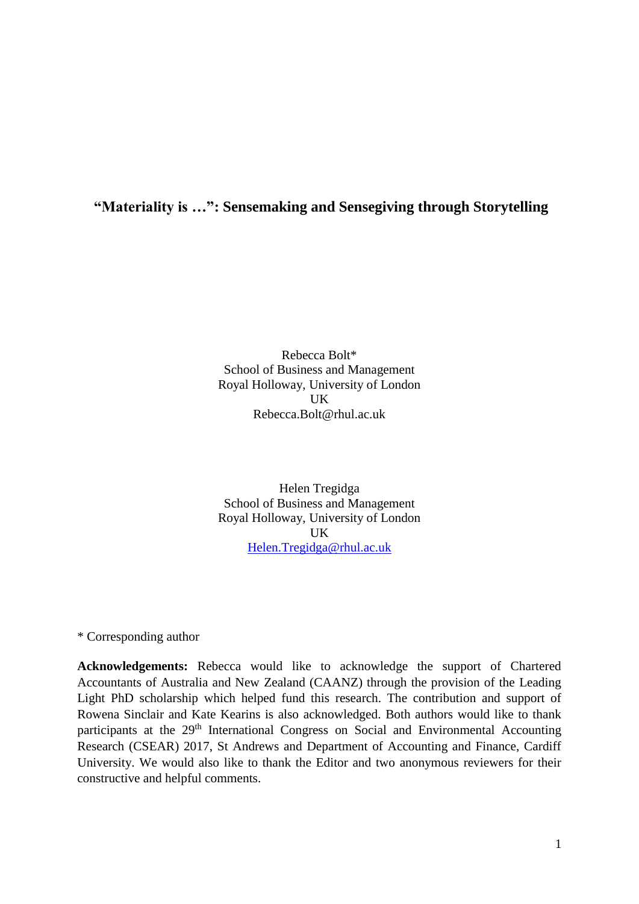# "Materiality is …": Sensemaking and Sensegiving through Storytelling

Rebecca Bolt*  
School of Business and Management  
Royal Holloway, University of London  
UK  
Rebecca.Bolt@rhul.ac.uk

Helen Tregidga  
School of Business and Management  
Royal Holloway, University of London  
UK  
Helen.Tregidga@rhul.ac.uk

* Corresponding author

**Acknowledgements:** Rebecca would like to acknowledge the support of Chartered Accountants of Australia and New Zealand (CAANZ) through the provision of the Leading Light PhD scholarship which helped fund this research. The contribution and support of Rowena Sinclair and Kate Kearins is also acknowledged. Both authors would like to thank participants at the 29th International Congress on Social and Environmental Accounting Research (CSEAR) 2017, St Andrews and Department of Accounting and Finance, Cardiff University. We would also like to thank the Editor and two anonymous reviewers for their constructive and helpful comments.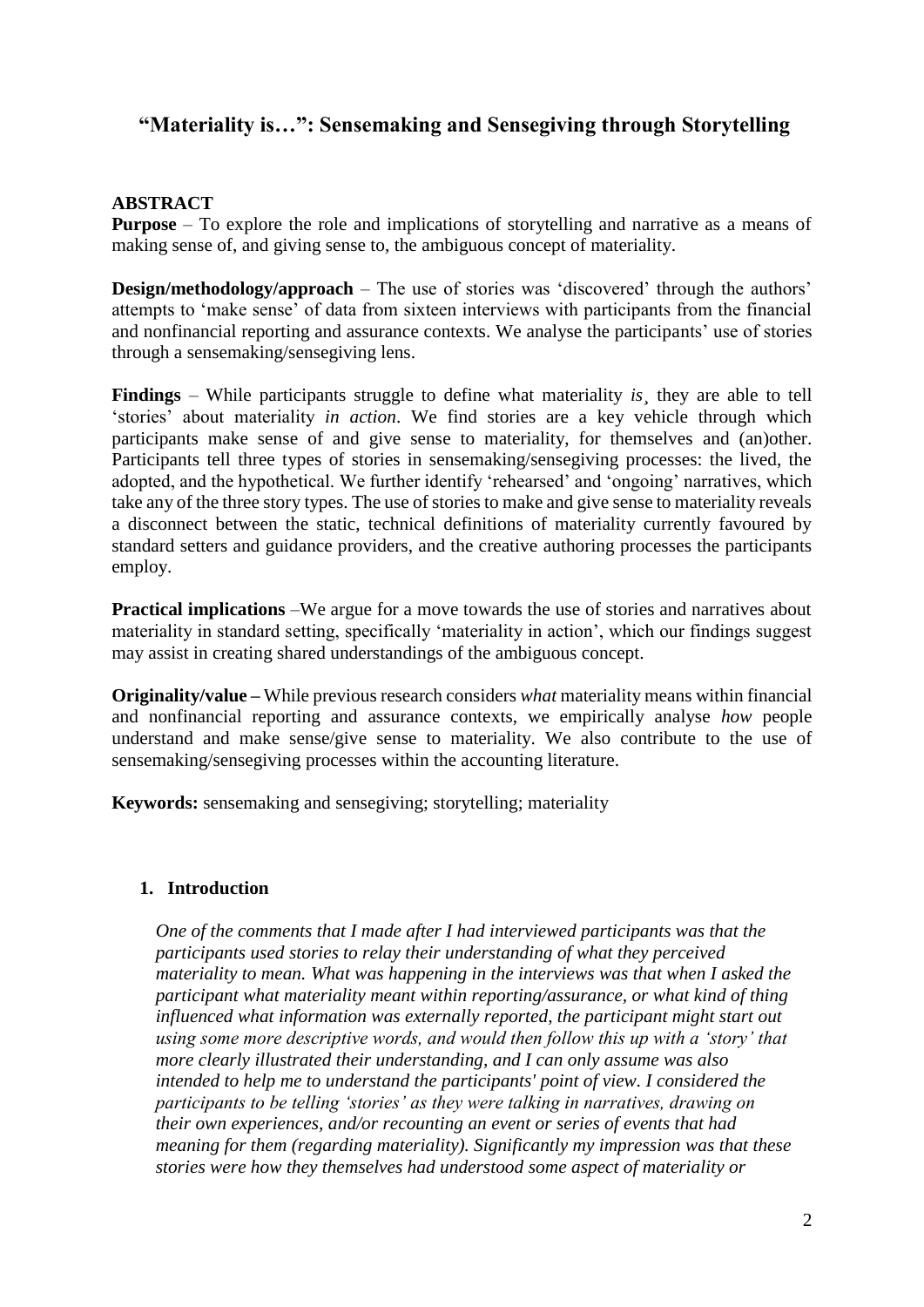# "Materiality is…": Sensemaking and Sensegiving through Storytelling

## ABSTRACT

**Purpose** – To explore the role and implications of storytelling and narrative as a means of making sense of, and giving sense to, the ambiguous concept of materiality.

**Design/methodology/approach** – The use of stories was 'discovered' through the authors' attempts to 'make sense' of data from sixteen interviews with participants from the financial and nonfinancial reporting and assurance contexts. We analyse the participants' use of stories through a sensemaking/sensegiving lens.

**Findings** – While participants struggle to define what materiality *is*¸ they are able to tell 'stories' about materiality *in action*. We find stories are a key vehicle through which participants make sense of and give sense to materiality, for themselves and (an)other. Participants tell three types of stories in sensemaking/sensegiving processes: the lived, the adopted, and the hypothetical. We further identify 'rehearsed' and 'ongoing' narratives, which take any of the three story types. The use of stories to make and give sense to materiality reveals a disconnect between the static, technical definitions of materiality currently favoured by standard setters and guidance providers, and the creative authoring processes the participants employ.

**Practical implications** –We argue for a move towards the use of stories and narratives about materiality in standard setting, specifically 'materiality in action', which our findings suggest may assist in creating shared understandings of the ambiguous concept.

**Originality/value –** While previous research considers *what* materiality means within financial and nonfinancial reporting and assurance contexts, we empirically analyse *how* people understand and make sense/give sense to materiality. We also contribute to the use of sensemaking/sensegiving processes within the accounting literature.

**Keywords:** sensemaking and sensegiving; storytelling; materiality

## 1. Introduction

> *One of the comments that I made after I had interviewed participants was that the participants used stories to relay their understanding of what they perceived materiality to mean. What was happening in the interviews was that when I asked the participant what materiality meant within reporting/assurance, or what kind of thing influenced what information was externally reported, the participant might start out using some more descriptive words, and would then follow this up with a 'story' that more clearly illustrated their understanding, and I can only assume was also intended to help me to understand the participants' point of view. I considered the participants to be telling 'stories' as they were talking in narratives, drawing on their own experiences, and/or recounting an event or series of events that had meaning for them (regarding materiality). Significantly my impression was that these stories were how they themselves had understood some aspect of materiality or*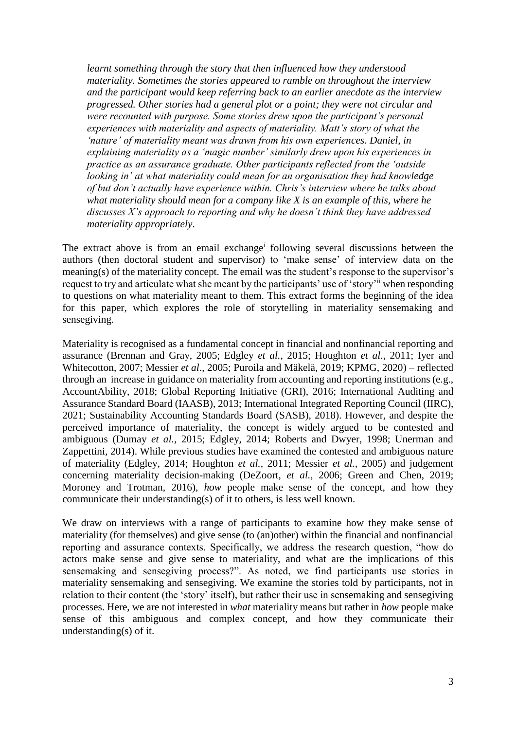*learnt something through the story that then influenced how they understood materiality. Sometimes the stories appeared to ramble on throughout the interview and the participant would keep referring back to an earlier anecdote as the interview progressed. Other stories had a general plot or a point; they were not circular and were recounted with purpose. Some stories drew upon the participant's personal experiences with materiality and aspects of materiality. Matt's story of what the 'nature' of materiality meant was drawn from his own experiences. Daniel, in explaining materiality as a 'magic number' similarly drew upon his experiences in practice as an assurance graduate. Other participants reflected from the 'outside looking in' at what materiality could mean for an organisation they had knowledge of but don't actually have experience within. Chris's interview where he talks about what materiality should mean for a company like X is an example of this, where he discusses X's approach to reporting and why he doesn't think they have addressed materiality appropriately*.

The extract above is from an email exchange[i] following several discussions between the authors (then doctoral student and supervisor) to 'make sense' of interview data on the meaning(s) of the materiality concept. The email was the student's response to the supervisor's request to try and articulate what she meant by the participants' use of 'story'[ii] when responding to questions on what materiality meant to them. This extract forms the beginning of the idea for this paper, which explores the role of storytelling in materiality sensemaking and sensegiving.

Materiality is recognised as a fundamental concept in financial and nonfinancial reporting and assurance (Brennan and Gray, 2005; Edgley *et al.*, 2015; Houghton *et al*., 2011; Iyer and Whitecotton, 2007; Messier *et al*., 2005; Puroila and Mäkelä, 2019; KPMG, 2020) – reflected through an increase in guidance on materiality from accounting and reporting institutions (e.g., AccountAbility, 2018; Global Reporting Initiative (GRI), 2016; International Auditing and Assurance Standard Board (IAASB), 2013; International Integrated Reporting Council (IIRC), 2021; Sustainability Accounting Standards Board (SASB), 2018). However, and despite the perceived importance of materiality, the concept is widely argued to be contested and ambiguous (Dumay *et al.,* 2015; Edgley, 2014; Roberts and Dwyer, 1998; Unerman and Zappettini, 2014). While previous studies have examined the contested and ambiguous nature of materiality (Edgley, 2014; Houghton *et al.*, 2011; Messier *et al.*, 2005) and judgement concerning materiality decision-making (DeZoort, *et al.,* 2006; Green and Chen, 2019; Moroney and Trotman, 2016), *how* people make sense of the concept, and how they communicate their understanding(s) of it to others, is less well known.

We draw on interviews with a range of participants to examine how they make sense of materiality (for themselves) and give sense (to (an)other) within the financial and nonfinancial reporting and assurance contexts. Specifically, we address the research question, "how do actors make sense and give sense to materiality, and what are the implications of this sensemaking and sensegiving process?". As noted, we find participants use stories in materiality sensemaking and sensegiving. We examine the stories told by participants, not in relation to their content (the 'story' itself), but rather their use in sensemaking and sensegiving processes. Here, we are not interested in *what* materiality means but rather in *how* people make sense of this ambiguous and complex concept, and how they communicate their understanding(s) of it.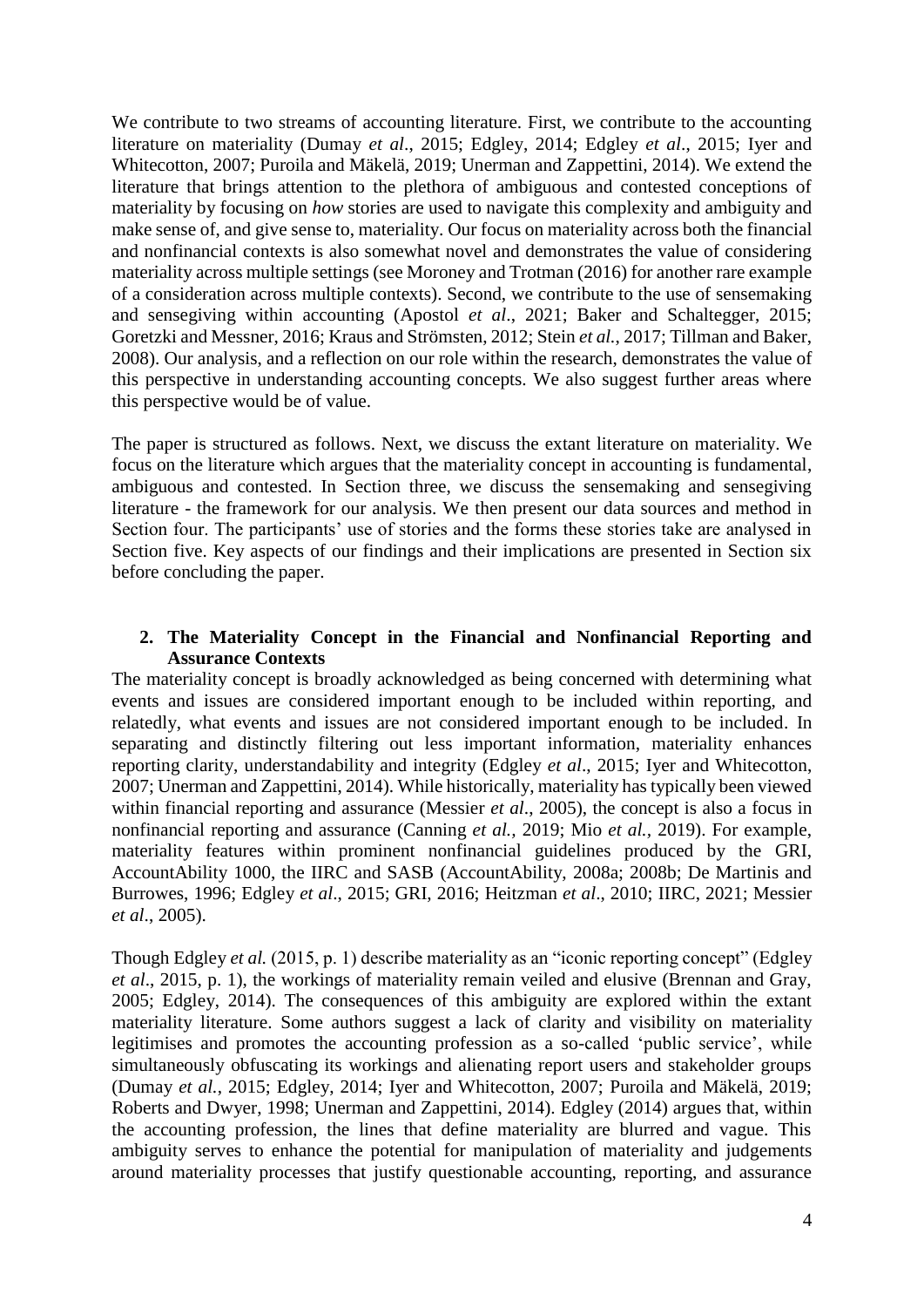We contribute to two streams of accounting literature. First, we contribute to the accounting literature on materiality (Dumay *et al*., 2015; Edgley, 2014; Edgley *et al*., 2015; Iyer and Whitecotton, 2007; Puroila and Mäkelä, 2019; Unerman and Zappettini, 2014). We extend the literature that brings attention to the plethora of ambiguous and contested conceptions of materiality by focusing on *how* stories are used to navigate this complexity and ambiguity and make sense of, and give sense to, materiality. Our focus on materiality across both the financial and nonfinancial contexts is also somewhat novel and demonstrates the value of considering materiality across multiple settings (see Moroney and Trotman (2016) for another rare example of a consideration across multiple contexts). Second, we contribute to the use of sensemaking and sensegiving within accounting (Apostol *et al*., 2021; Baker and Schaltegger, 2015; Goretzki and Messner, 2016; Kraus and Strömsten, 2012; Stein *et al.*, 2017; Tillman and Baker, 2008). Our analysis, and a reflection on our role within the research, demonstrates the value of this perspective in understanding accounting concepts. We also suggest further areas where this perspective would be of value.

The paper is structured as follows. Next, we discuss the extant literature on materiality. We focus on the literature which argues that the materiality concept in accounting is fundamental, ambiguous and contested. In Section three, we discuss the sensemaking and sensegiving literature - the framework for our analysis. We then present our data sources and method in Section four. The participants' use of stories and the forms these stories take are analysed in Section five. Key aspects of our findings and their implications are presented in Section six before concluding the paper.

## 2. The Materiality Concept in the Financial and Nonfinancial Reporting and Assurance Contexts

The materiality concept is broadly acknowledged as being concerned with determining what events and issues are considered important enough to be included within reporting, and relatedly, what events and issues are not considered important enough to be included. In separating and distinctly filtering out less important information, materiality enhances reporting clarity, understandability and integrity (Edgley *et al*., 2015; Iyer and Whitecotton, 2007; Unerman and Zappettini, 2014). While historically, materiality has typically been viewed within financial reporting and assurance (Messier *et al*., 2005), the concept is also a focus in nonfinancial reporting and assurance (Canning *et al.,* 2019; Mio *et al.,* 2019). For example, materiality features within prominent nonfinancial guidelines produced by the GRI, AccountAbility 1000, the IIRC and SASB (AccountAbility, 2008a; 2008b; De Martinis and Burrowes, 1996; Edgley *et al*., 2015; GRI, 2016; Heitzman *et al*., 2010; IIRC, 2021; Messier *et al*., 2005).

Though Edgley *et al.* (2015, p. 1) describe materiality as an "iconic reporting concept" (Edgley *et al*., 2015, p. 1), the workings of materiality remain veiled and elusive (Brennan and Gray, 2005; Edgley, 2014). The consequences of this ambiguity are explored within the extant materiality literature. Some authors suggest a lack of clarity and visibility on materiality legitimises and promotes the accounting profession as a so-called 'public service', while simultaneously obfuscating its workings and alienating report users and stakeholder groups (Dumay *et al.*, 2015; Edgley, 2014; Iyer and Whitecotton, 2007; Puroila and Mäkelä, 2019; Roberts and Dwyer, 1998; Unerman and Zappettini, 2014). Edgley (2014) argues that, within the accounting profession, the lines that define materiality are blurred and vague. This ambiguity serves to enhance the potential for manipulation of materiality and judgements around materiality processes that justify questionable accounting, reporting, and assurance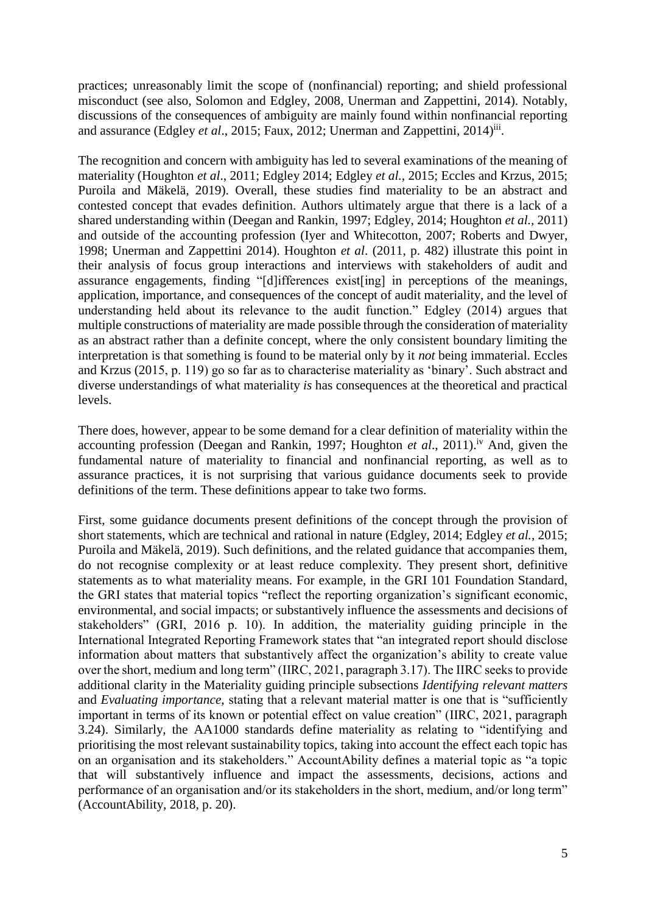practices; unreasonably limit the scope of (nonfinancial) reporting; and shield professional misconduct (see also, Solomon and Edgley, 2008, Unerman and Zappettini, 2014). Notably, discussions of the consequences of ambiguity are mainly found within nonfinancial reporting and assurance (Edgley *et al*., 2015; Faux, 2012; Unerman and Zappettini, 2014)[iii].

The recognition and concern with ambiguity has led to several examinations of the meaning of materiality (Houghton *et al*., 2011; Edgley 2014; Edgley *et al.*, 2015; Eccles and Krzus, 2015; Puroila and Mäkelä, 2019). Overall, these studies find materiality to be an abstract and contested concept that evades definition. Authors ultimately argue that there is a lack of a shared understanding within (Deegan and Rankin, 1997; Edgley, 2014; Houghton *et al.*, 2011) and outside of the accounting profession (Iyer and Whitecotton, 2007; Roberts and Dwyer, 1998; Unerman and Zappettini 2014). Houghton *et al*. (2011, p. 482) illustrate this point in their analysis of focus group interactions and interviews with stakeholders of audit and assurance engagements, finding "[d]ifferences exist[ing] in perceptions of the meanings, application, importance, and consequences of the concept of audit materiality, and the level of understanding held about its relevance to the audit function." Edgley (2014) argues that multiple constructions of materiality are made possible through the consideration of materiality as an abstract rather than a definite concept, where the only consistent boundary limiting the interpretation is that something is found to be material only by it *not* being immaterial. Eccles and Krzus (2015, p. 119) go so far as to characterise materiality as 'binary'. Such abstract and diverse understandings of what materiality *is* has consequences at the theoretical and practical levels.

There does, however, appear to be some demand for a clear definition of materiality within the accounting profession (Deegan and Rankin, 1997; Houghton *et al*., 2011).[iv] And, given the fundamental nature of materiality to financial and nonfinancial reporting, as well as to assurance practices, it is not surprising that various guidance documents seek to provide definitions of the term. These definitions appear to take two forms.

First, some guidance documents present definitions of the concept through the provision of short statements, which are technical and rational in nature (Edgley, 2014; Edgley *et al.*, 2015; Puroila and Mäkelä, 2019). Such definitions, and the related guidance that accompanies them, do not recognise complexity or at least reduce complexity. They present short, definitive statements as to what materiality means. For example, in the GRI 101 Foundation Standard, the GRI states that material topics "reflect the reporting organization's significant economic, environmental, and social impacts; or substantively influence the assessments and decisions of stakeholders" (GRI, 2016 p. 10). In addition, the materiality guiding principle in the International Integrated Reporting Framework states that "an integrated report should disclose information about matters that substantively affect the organization's ability to create value over the short, medium and long term" (IIRC, 2021, paragraph 3.17). The IIRC seeks to provide additional clarity in the Materiality guiding principle subsections *Identifying relevant matters* and *Evaluating importance,* stating that a relevant material matter is one that is "sufficiently important in terms of its known or potential effect on value creation" (IIRC, 2021, paragraph 3.24). Similarly, the AA1000 standards define materiality as relating to "identifying and prioritising the most relevant sustainability topics, taking into account the effect each topic has on an organisation and its stakeholders." AccountAbility defines a material topic as "a topic that will substantively influence and impact the assessments, decisions, actions and performance of an organisation and/or its stakeholders in the short, medium, and/or long term" (AccountAbility, 2018, p. 20).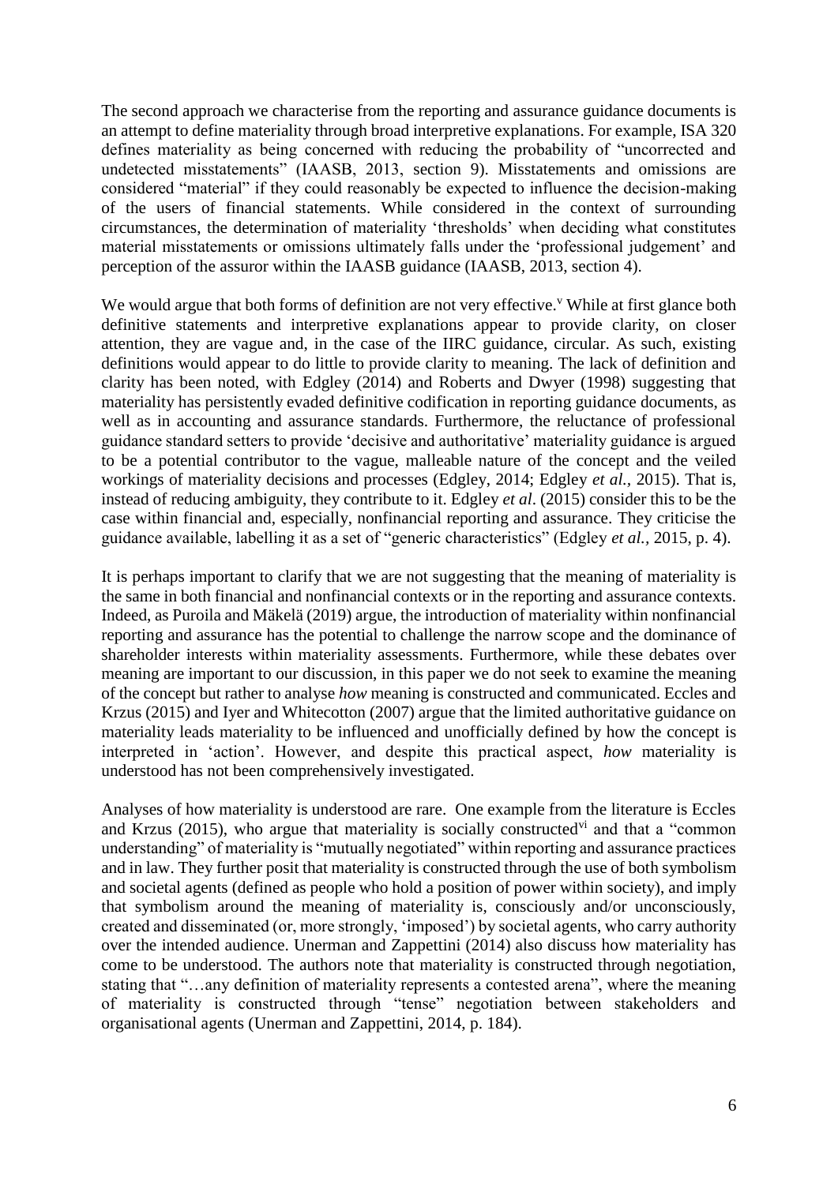The second approach we characterise from the reporting and assurance guidance documents is an attempt to define materiality through broad interpretive explanations. For example, ISA 320 defines materiality as being concerned with reducing the probability of "uncorrected and undetected misstatements" (IAASB, 2013, section 9). Misstatements and omissions are considered "material" if they could reasonably be expected to influence the decision-making of the users of financial statements. While considered in the context of surrounding circumstances, the determination of materiality 'thresholds' when deciding what constitutes material misstatements or omissions ultimately falls under the 'professional judgement' and perception of the assuror within the IAASB guidance (IAASB, 2013, section 4).

We would argue that both forms of definition are not very effective.[v] While at first glance both definitive statements and interpretive explanations appear to provide clarity, on closer attention, they are vague and, in the case of the IIRC guidance, circular. As such, existing definitions would appear to do little to provide clarity to meaning. The lack of definition and clarity has been noted, with Edgley (2014) and Roberts and Dwyer (1998) suggesting that materiality has persistently evaded definitive codification in reporting guidance documents, as well as in accounting and assurance standards. Furthermore, the reluctance of professional guidance standard setters to provide 'decisive and authoritative' materiality guidance is argued to be a potential contributor to the vague, malleable nature of the concept and the veiled workings of materiality decisions and processes (Edgley, 2014; Edgley *et al.*, 2015). That is, instead of reducing ambiguity, they contribute to it. Edgley *et al*. (2015) consider this to be the case within financial and, especially, nonfinancial reporting and assurance. They criticise the guidance available, labelling it as a set of "generic characteristics" (Edgley *et al.*, 2015, p. 4).

It is perhaps important to clarify that we are not suggesting that the meaning of materiality is the same in both financial and nonfinancial contexts or in the reporting and assurance contexts. Indeed, as Puroila and Mäkelä (2019) argue, the introduction of materiality within nonfinancial reporting and assurance has the potential to challenge the narrow scope and the dominance of shareholder interests within materiality assessments. Furthermore, while these debates over meaning are important to our discussion, in this paper we do not seek to examine the meaning of the concept but rather to analyse *how* meaning is constructed and communicated. Eccles and Krzus (2015) and Iyer and Whitecotton (2007) argue that the limited authoritative guidance on materiality leads materiality to be influenced and unofficially defined by how the concept is interpreted in 'action'. However, and despite this practical aspect, *how* materiality is understood has not been comprehensively investigated.

Analyses of how materiality is understood are rare. One example from the literature is Eccles and Krzus (2015), who argue that materiality is socially constructed[vi] and that a "common understanding" of materiality is "mutually negotiated" within reporting and assurance practices and in law. They further posit that materiality is constructed through the use of both symbolism and societal agents (defined as people who hold a position of power within society), and imply that symbolism around the meaning of materiality is, consciously and/or unconsciously, created and disseminated (or, more strongly, 'imposed') by societal agents, who carry authority over the intended audience. Unerman and Zappettini (2014) also discuss how materiality has come to be understood. The authors note that materiality is constructed through negotiation, stating that "…any definition of materiality represents a contested arena", where the meaning of materiality is constructed through "tense" negotiation between stakeholders and organisational agents (Unerman and Zappettini, 2014, p. 184).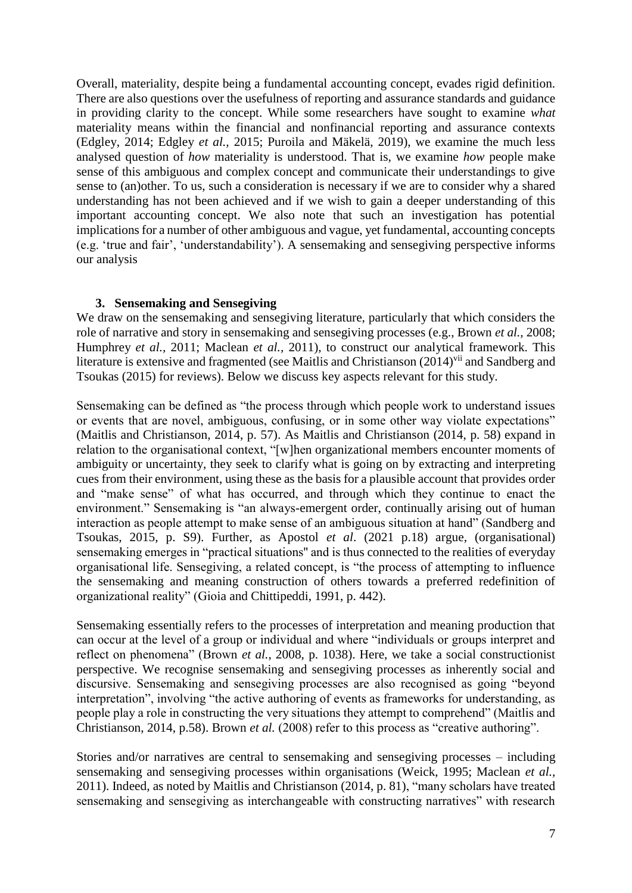Overall, materiality, despite being a fundamental accounting concept, evades rigid definition. There are also questions over the usefulness of reporting and assurance standards and guidance in providing clarity to the concept. While some researchers have sought to examine *what* materiality means within the financial and nonfinancial reporting and assurance contexts (Edgley, 2014; Edgley *et al.,* 2015; Puroila and Mäkelä, 2019), we examine the much less analysed question of *how* materiality is understood. That is, we examine *how* people make sense of this ambiguous and complex concept and communicate their understandings to give sense to (an)other. To us, such a consideration is necessary if we are to consider why a shared understanding has not been achieved and if we wish to gain a deeper understanding of this important accounting concept. We also note that such an investigation has potential implications for a number of other ambiguous and vague, yet fundamental, accounting concepts (e.g. 'true and fair', 'understandability'). A sensemaking and sensegiving perspective informs our analysis

## 3. Sensemaking and Sensegiving

We draw on the sensemaking and sensegiving literature, particularly that which considers the role of narrative and story in sensemaking and sensegiving processes (e.g., Brown *et al.,* 2008; Humphrey *et al.,* 2011; Maclean *et al.,* 2011), to construct our analytical framework. This literature is extensive and fragmented (see Maitlis and Christianson (2014)[vii] and Sandberg and Tsoukas (2015) for reviews). Below we discuss key aspects relevant for this study.

Sensemaking can be defined as "the process through which people work to understand issues or events that are novel, ambiguous, confusing, or in some other way violate expectations" (Maitlis and Christianson, 2014, p. 57). As Maitlis and Christianson (2014, p. 58) expand in relation to the organisational context, "[w]hen organizational members encounter moments of ambiguity or uncertainty, they seek to clarify what is going on by extracting and interpreting cues from their environment, using these as the basis for a plausible account that provides order and "make sense" of what has occurred, and through which they continue to enact the environment." Sensemaking is "an always-emergent order, continually arising out of human interaction as people attempt to make sense of an ambiguous situation at hand" (Sandberg and Tsoukas, 2015, p. S9). Further, as Apostol *et al*. (2021 p.18) argue, (organisational) sensemaking emerges in "practical situations" and is thus connected to the realities of everyday organisational life. Sensegiving, a related concept, is "the process of attempting to influence the sensemaking and meaning construction of others towards a preferred redefinition of organizational reality" (Gioia and Chittipeddi, 1991, p. 442).

Sensemaking essentially refers to the processes of interpretation and meaning production that can occur at the level of a group or individual and where "individuals or groups interpret and reflect on phenomena" (Brown *et al.*, 2008, p. 1038). Here, we take a social constructionist perspective. We recognise sensemaking and sensegiving processes as inherently social and discursive. Sensemaking and sensegiving processes are also recognised as going "beyond interpretation", involving "the active authoring of events as frameworks for understanding, as people play a role in constructing the very situations they attempt to comprehend" (Maitlis and Christianson, 2014, p.58). Brown *et al.* (2008) refer to this process as "creative authoring".

Stories and/or narratives are central to sensemaking and sensegiving processes – including sensemaking and sensegiving processes within organisations (Weick, 1995; Maclean *et al.,* 2011). Indeed, as noted by Maitlis and Christianson (2014, p. 81), "many scholars have treated sensemaking and sensegiving as interchangeable with constructing narratives" with research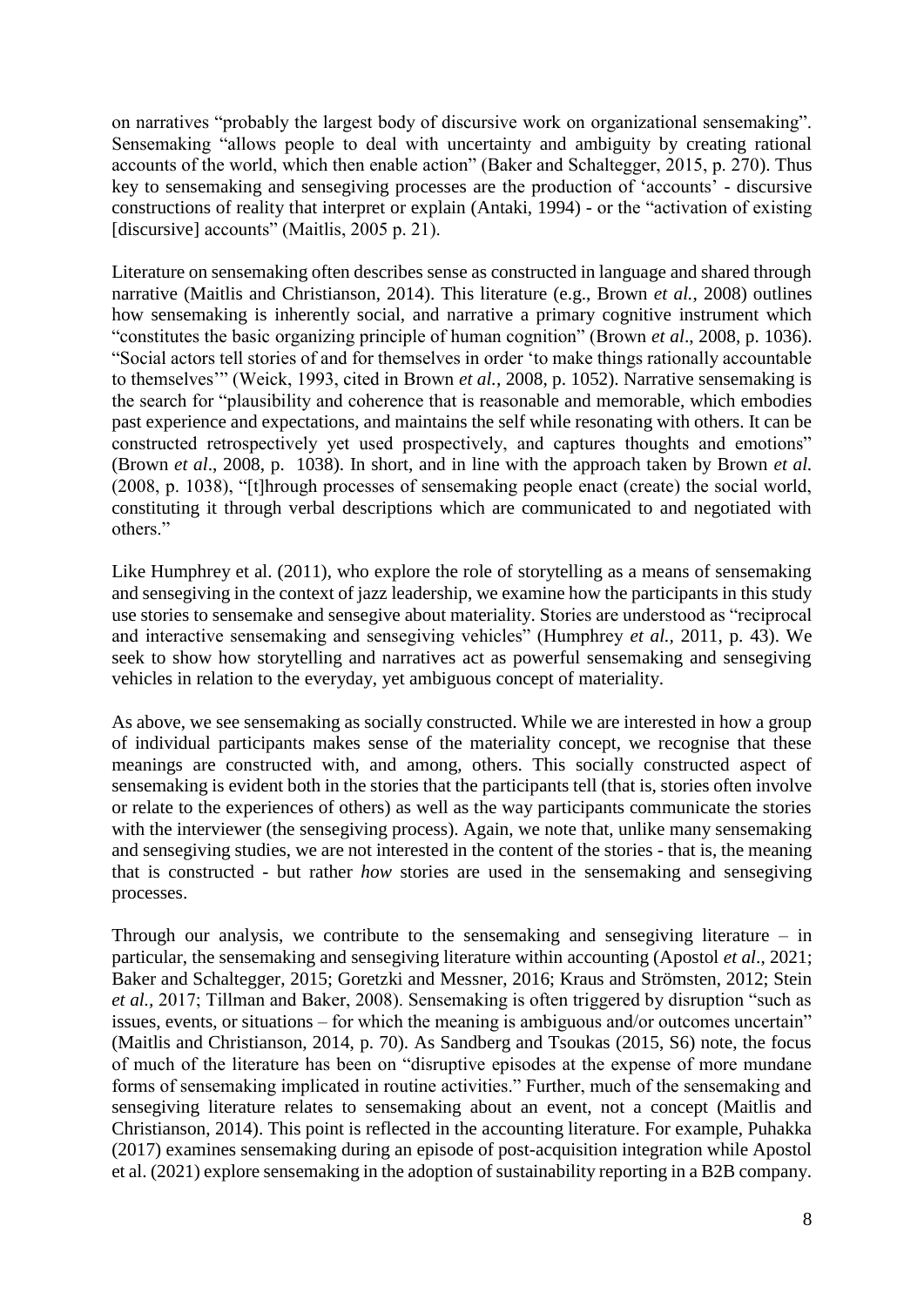on narratives "probably the largest body of discursive work on organizational sensemaking". Sensemaking "allows people to deal with uncertainty and ambiguity by creating rational accounts of the world, which then enable action" (Baker and Schaltegger, 2015, p. 270). Thus key to sensemaking and sensegiving processes are the production of 'accounts' - discursive constructions of reality that interpret or explain (Antaki, 1994) - or the "activation of existing [discursive] accounts" (Maitlis, 2005 p. 21).

Literature on sensemaking often describes sense as constructed in language and shared through narrative (Maitlis and Christianson, 2014). This literature (e.g., Brown *et al.*, 2008) outlines how sensemaking is inherently social, and narrative a primary cognitive instrument which "constitutes the basic organizing principle of human cognition" (Brown *et al*., 2008, p. 1036). "Social actors tell stories of and for themselves in order 'to make things rationally accountable to themselves'" (Weick, 1993, cited in Brown *et al.*, 2008, p. 1052). Narrative sensemaking is the search for "plausibility and coherence that is reasonable and memorable, which embodies past experience and expectations, and maintains the self while resonating with others. It can be constructed retrospectively yet used prospectively, and captures thoughts and emotions" (Brown *et al*., 2008, p. 1038). In short, and in line with the approach taken by Brown *et al.* (2008, p. 1038), "[t]hrough processes of sensemaking people enact (create) the social world, constituting it through verbal descriptions which are communicated to and negotiated with others."

Like Humphrey et al. (2011), who explore the role of storytelling as a means of sensemaking and sensegiving in the context of jazz leadership, we examine how the participants in this study use stories to sensemake and sensegive about materiality. Stories are understood as "reciprocal and interactive sensemaking and sensegiving vehicles" (Humphrey *et al.*, 2011, p. 43). We seek to show how storytelling and narratives act as powerful sensemaking and sensegiving vehicles in relation to the everyday, yet ambiguous concept of materiality.

As above, we see sensemaking as socially constructed. While we are interested in how a group of individual participants makes sense of the materiality concept, we recognise that these meanings are constructed with, and among, others. This socially constructed aspect of sensemaking is evident both in the stories that the participants tell (that is, stories often involve or relate to the experiences of others) as well as the way participants communicate the stories with the interviewer (the sensegiving process). Again, we note that, unlike many sensemaking and sensegiving studies, we are not interested in the content of the stories - that is, the meaning that is constructed - but rather *how* stories are used in the sensemaking and sensegiving processes.

Through our analysis, we contribute to the sensemaking and sensegiving literature – in particular, the sensemaking and sensegiving literature within accounting (Apostol *et al*., 2021; Baker and Schaltegger, 2015; Goretzki and Messner, 2016; Kraus and Strömsten, 2012; Stein *et al.*, 2017; Tillman and Baker, 2008). Sensemaking is often triggered by disruption "such as issues, events, or situations – for which the meaning is ambiguous and/or outcomes uncertain" (Maitlis and Christianson, 2014, p. 70). As Sandberg and Tsoukas (2015, S6) note, the focus of much of the literature has been on "disruptive episodes at the expense of more mundane forms of sensemaking implicated in routine activities." Further, much of the sensemaking and sensegiving literature relates to sensemaking about an event, not a concept (Maitlis and Christianson, 2014). This point is reflected in the accounting literature. For example, Puhakka (2017) examines sensemaking during an episode of post-acquisition integration while Apostol et al. (2021) explore sensemaking in the adoption of sustainability reporting in a B2B company.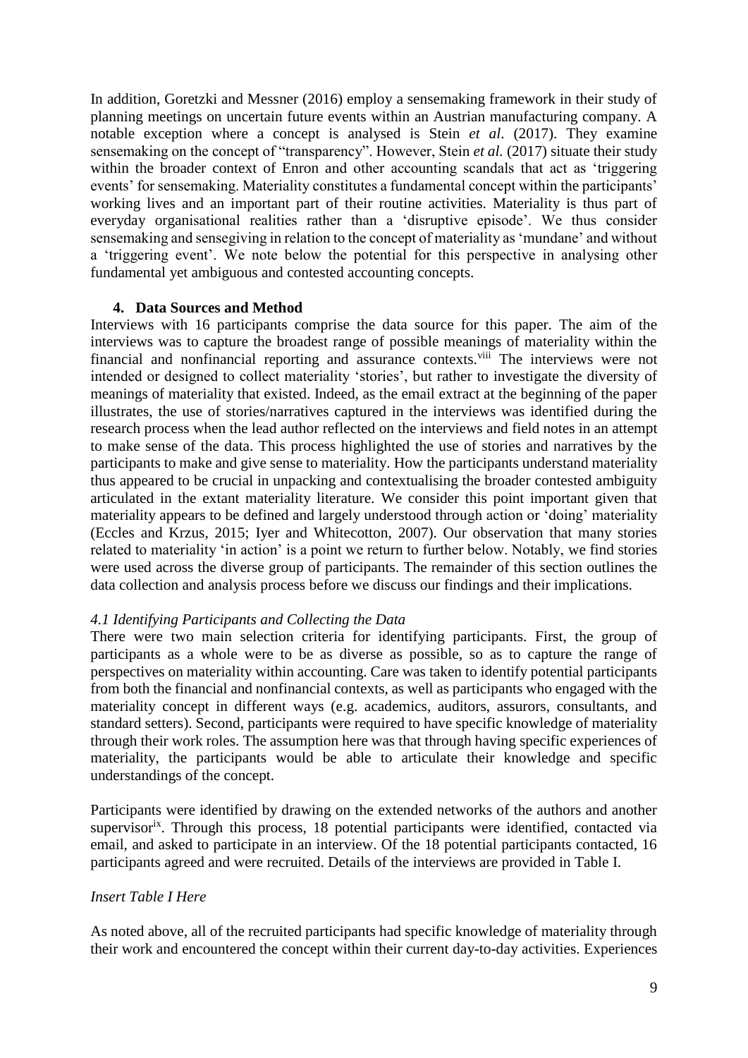In addition, Goretzki and Messner (2016) employ a sensemaking framework in their study of planning meetings on uncertain future events within an Austrian manufacturing company. A notable exception where a concept is analysed is Stein *et al*. (2017). They examine sensemaking on the concept of "transparency". However, Stein *et al.* (2017) situate their study within the broader context of Enron and other accounting scandals that act as 'triggering events' for sensemaking. Materiality constitutes a fundamental concept within the participants' working lives and an important part of their routine activities. Materiality is thus part of everyday organisational realities rather than a 'disruptive episode'. We thus consider sensemaking and sensegiving in relation to the concept of materiality as 'mundane' and without a 'triggering event'. We note below the potential for this perspective in analysing other fundamental yet ambiguous and contested accounting concepts.

## 4. Data Sources and Method

Interviews with 16 participants comprise the data source for this paper. The aim of the interviews was to capture the broadest range of possible meanings of materiality within the financial and nonfinancial reporting and assurance contexts.[viii] The interviews were not intended or designed to collect materiality 'stories', but rather to investigate the diversity of meanings of materiality that existed. Indeed, as the email extract at the beginning of the paper illustrates, the use of stories/narratives captured in the interviews was identified during the research process when the lead author reflected on the interviews and field notes in an attempt to make sense of the data. This process highlighted the use of stories and narratives by the participants to make and give sense to materiality. How the participants understand materiality thus appeared to be crucial in unpacking and contextualising the broader contested ambiguity articulated in the extant materiality literature. We consider this point important given that materiality appears to be defined and largely understood through action or 'doing' materiality (Eccles and Krzus, 2015; Iyer and Whitecotton, 2007). Our observation that many stories related to materiality 'in action' is a point we return to further below. Notably, we find stories were used across the diverse group of participants. The remainder of this section outlines the data collection and analysis process before we discuss our findings and their implications.

### *4.1 Identifying Participants and Collecting the Data*

There were two main selection criteria for identifying participants. First, the group of participants as a whole were to be as diverse as possible, so as to capture the range of perspectives on materiality within accounting. Care was taken to identify potential participants from both the financial and nonfinancial contexts, as well as participants who engaged with the materiality concept in different ways (e.g. academics, auditors, assurors, consultants, and standard setters). Second, participants were required to have specific knowledge of materiality through their work roles. The assumption here was that through having specific experiences of materiality, the participants would be able to articulate their knowledge and specific understandings of the concept.

Participants were identified by drawing on the extended networks of the authors and another supervisor[ix]. Through this process, 18 potential participants were identified, contacted via email, and asked to participate in an interview. Of the 18 potential participants contacted, 16 participants agreed and were recruited. Details of the interviews are provided in Table I.

*Insert Table I Here*

As noted above, all of the recruited participants had specific knowledge of materiality through their work and encountered the concept within their current day-to-day activities. Experiences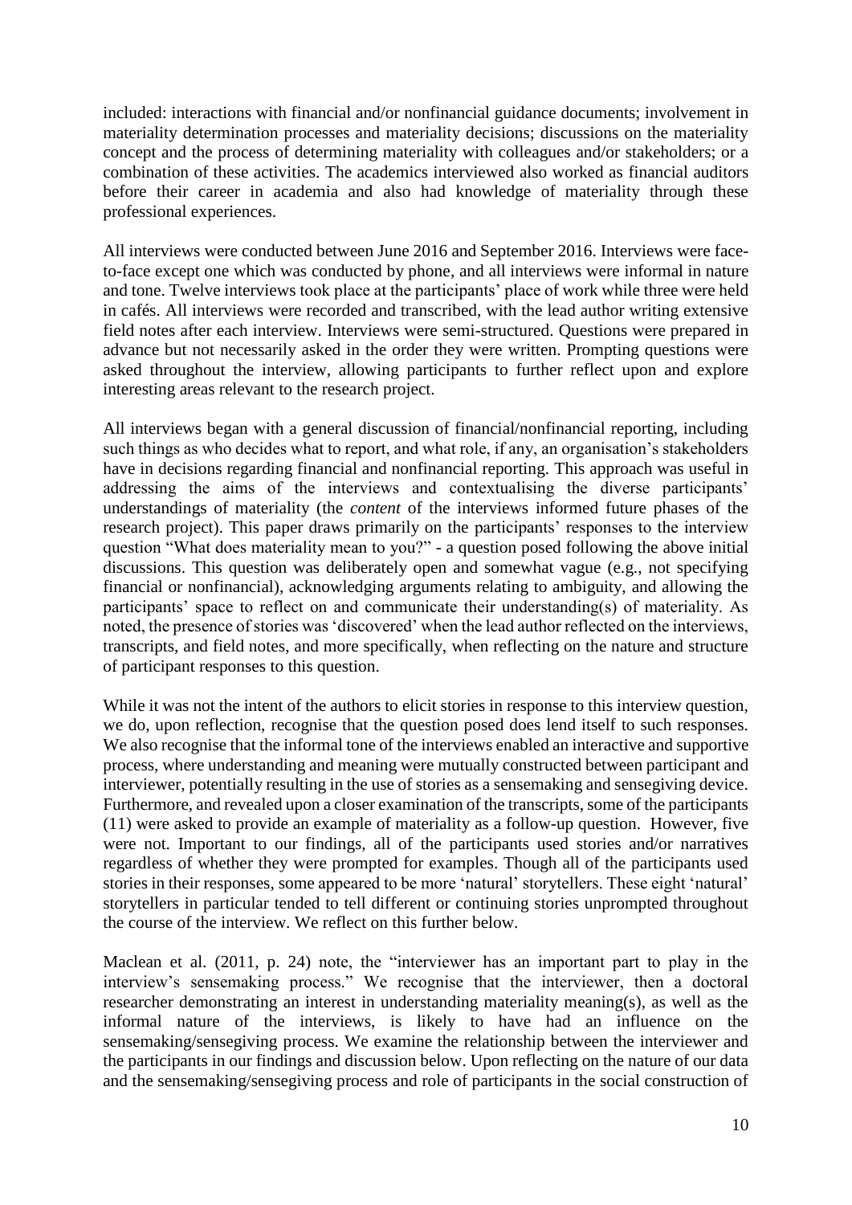included: interactions with financial and/or nonfinancial guidance documents; involvement in materiality determination processes and materiality decisions; discussions on the materiality concept and the process of determining materiality with colleagues and/or stakeholders; or a combination of these activities. The academics interviewed also worked as financial auditors before their career in academia and also had knowledge of materiality through these professional experiences.

All interviews were conducted between June 2016 and September 2016. Interviews were face-to-face except one which was conducted by phone, and all interviews were informal in nature and tone. Twelve interviews took place at the participants' place of work while three were held in cafés. All interviews were recorded and transcribed, with the lead author writing extensive field notes after each interview. Interviews were semi-structured. Questions were prepared in advance but not necessarily asked in the order they were written. Prompting questions were asked throughout the interview, allowing participants to further reflect upon and explore interesting areas relevant to the research project.

All interviews began with a general discussion of financial/nonfinancial reporting, including such things as who decides what to report, and what role, if any, an organisation's stakeholders have in decisions regarding financial and nonfinancial reporting. This approach was useful in addressing the aims of the interviews and contextualising the diverse participants' understandings of materiality (the *content* of the interviews informed future phases of the research project). This paper draws primarily on the participants' responses to the interview question "What does materiality mean to you?" - a question posed following the above initial discussions. This question was deliberately open and somewhat vague (e.g., not specifying financial or nonfinancial), acknowledging arguments relating to ambiguity, and allowing the participants' space to reflect on and communicate their understanding(s) of materiality. As noted, the presence of stories was 'discovered' when the lead author reflected on the interviews, transcripts, and field notes, and more specifically, when reflecting on the nature and structure of participant responses to this question.

While it was not the intent of the authors to elicit stories in response to this interview question, we do, upon reflection, recognise that the question posed does lend itself to such responses. We also recognise that the informal tone of the interviews enabled an interactive and supportive process, where understanding and meaning were mutually constructed between participant and interviewer, potentially resulting in the use of stories as a sensemaking and sensegiving device. Furthermore, and revealed upon a closer examination of the transcripts, some of the participants (11) were asked to provide an example of materiality as a follow-up question. However, five were not. Important to our findings, all of the participants used stories and/or narratives regardless of whether they were prompted for examples. Though all of the participants used stories in their responses, some appeared to be more 'natural' storytellers. These eight 'natural' storytellers in particular tended to tell different or continuing stories unprompted throughout the course of the interview. We reflect on this further below.

Maclean et al. (2011, p. 24) note, the "interviewer has an important part to play in the interview's sensemaking process." We recognise that the interviewer, then a doctoral researcher demonstrating an interest in understanding materiality meaning(s), as well as the informal nature of the interviews, is likely to have had an influence on the sensemaking/sensegiving process. We examine the relationship between the interviewer and the participants in our findings and discussion below. Upon reflecting on the nature of our data and the sensemaking/sensegiving process and role of participants in the social construction of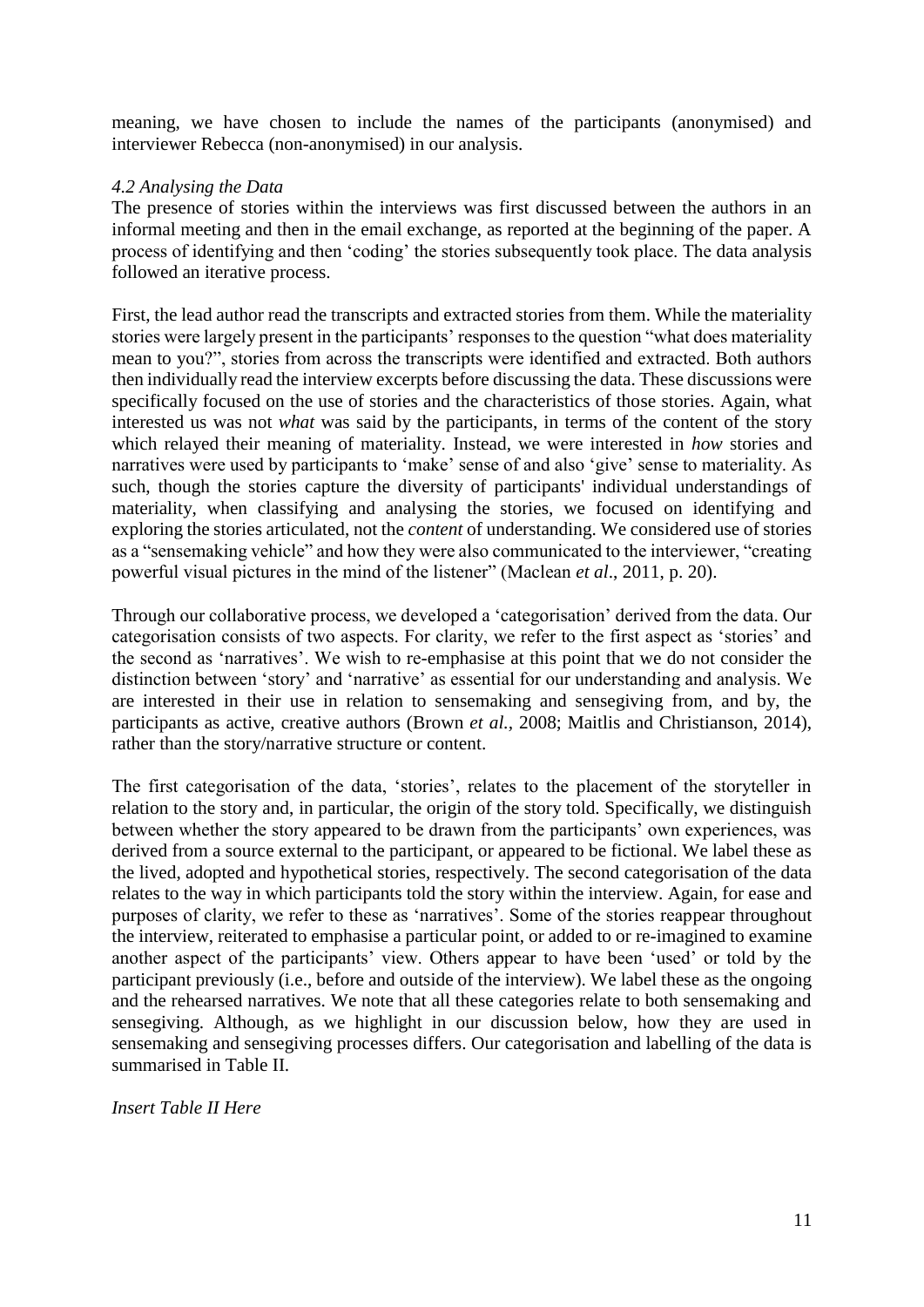meaning, we have chosen to include the names of the participants (anonymised) and interviewer Rebecca (non-anonymised) in our analysis.

### *4.2 Analysing the Data*

The presence of stories within the interviews was first discussed between the authors in an informal meeting and then in the email exchange, as reported at the beginning of the paper. A process of identifying and then 'coding' the stories subsequently took place. The data analysis followed an iterative process.

First, the lead author read the transcripts and extracted stories from them. While the materiality stories were largely present in the participants' responses to the question "what does materiality mean to you?", stories from across the transcripts were identified and extracted. Both authors then individually read the interview excerpts before discussing the data. These discussions were specifically focused on the use of stories and the characteristics of those stories. Again, what interested us was not *what* was said by the participants, in terms of the content of the story which relayed their meaning of materiality. Instead, we were interested in *how* stories and narratives were used by participants to 'make' sense of and also 'give' sense to materiality. As such, though the stories capture the diversity of participants' individual understandings of materiality, when classifying and analysing the stories, we focused on identifying and exploring the stories articulated, not the *content* of understanding. We considered use of stories as a "sensemaking vehicle" and how they were also communicated to the interviewer, "creating powerful visual pictures in the mind of the listener" (Maclean *et al*., 2011, p. 20).

Through our collaborative process, we developed a 'categorisation' derived from the data. Our categorisation consists of two aspects. For clarity, we refer to the first aspect as 'stories' and the second as 'narratives'. We wish to re-emphasise at this point that we do not consider the distinction between 'story' and 'narrative' as essential for our understanding and analysis. We are interested in their use in relation to sensemaking and sensegiving from, and by, the participants as active, creative authors (Brown *et al.*, 2008; Maitlis and Christianson, 2014), rather than the story/narrative structure or content.

The first categorisation of the data, 'stories', relates to the placement of the storyteller in relation to the story and, in particular, the origin of the story told. Specifically, we distinguish between whether the story appeared to be drawn from the participants' own experiences, was derived from a source external to the participant, or appeared to be fictional. We label these as the lived, adopted and hypothetical stories, respectively. The second categorisation of the data relates to the way in which participants told the story within the interview. Again, for ease and purposes of clarity, we refer to these as 'narratives'. Some of the stories reappear throughout the interview, reiterated to emphasise a particular point, or added to or re-imagined to examine another aspect of the participants' view. Others appear to have been 'used' or told by the participant previously (i.e., before and outside of the interview). We label these as the ongoing and the rehearsed narratives. We note that all these categories relate to both sensemaking and sensegiving. Although, as we highlight in our discussion below, how they are used in sensemaking and sensegiving processes differs. Our categorisation and labelling of the data is summarised in Table II.

*Insert Table II Here*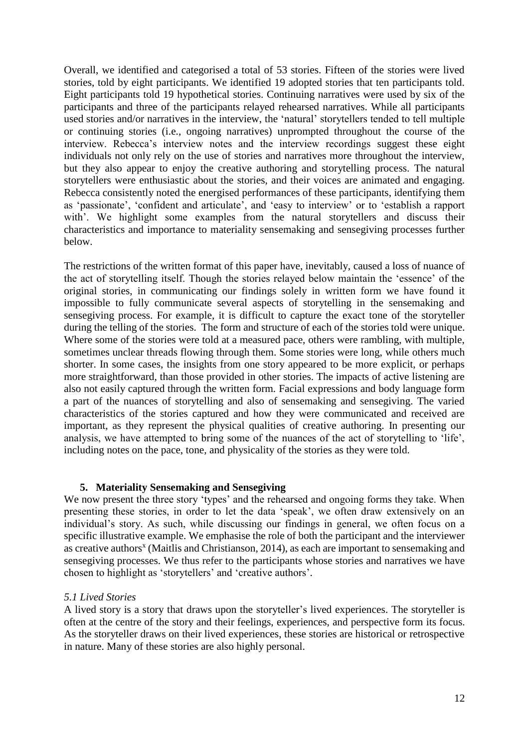Overall, we identified and categorised a total of 53 stories. Fifteen of the stories were lived stories, told by eight participants. We identified 19 adopted stories that ten participants told. Eight participants told 19 hypothetical stories. Continuing narratives were used by six of the participants and three of the participants relayed rehearsed narratives. While all participants used stories and/or narratives in the interview, the 'natural' storytellers tended to tell multiple or continuing stories (i.e., ongoing narratives) unprompted throughout the course of the interview. Rebecca's interview notes and the interview recordings suggest these eight individuals not only rely on the use of stories and narratives more throughout the interview, but they also appear to enjoy the creative authoring and storytelling process. The natural storytellers were enthusiastic about the stories, and their voices are animated and engaging. Rebecca consistently noted the energised performances of these participants, identifying them as 'passionate', 'confident and articulate', and 'easy to interview' or to 'establish a rapport with'. We highlight some examples from the natural storytellers and discuss their characteristics and importance to materiality sensemaking and sensegiving processes further below.

The restrictions of the written format of this paper have, inevitably, caused a loss of nuance of the act of storytelling itself. Though the stories relayed below maintain the 'essence' of the original stories, in communicating our findings solely in written form we have found it impossible to fully communicate several aspects of storytelling in the sensemaking and sensegiving process. For example, it is difficult to capture the exact tone of the storyteller during the telling of the stories. The form and structure of each of the stories told were unique. Where some of the stories were told at a measured pace, others were rambling, with multiple, sometimes unclear threads flowing through them. Some stories were long, while others much shorter. In some cases, the insights from one story appeared to be more explicit, or perhaps more straightforward, than those provided in other stories. The impacts of active listening are also not easily captured through the written form. Facial expressions and body language form a part of the nuances of storytelling and also of sensemaking and sensegiving. The varied characteristics of the stories captured and how they were communicated and received are important, as they represent the physical qualities of creative authoring. In presenting our analysis, we have attempted to bring some of the nuances of the act of storytelling to 'life', including notes on the pace, tone, and physicality of the stories as they were told.

## 5. Materiality Sensemaking and Sensegiving

We now present the three story 'types' and the rehearsed and ongoing forms they take. When presenting these stories, in order to let the data 'speak', we often draw extensively on an individual's story. As such, while discussing our findings in general, we often focus on a specific illustrative example. We emphasise the role of both the participant and the interviewer as creative authors[x] (Maitlis and Christianson, 2014), as each are important to sensemaking and sensegiving processes. We thus refer to the participants whose stories and narratives we have chosen to highlight as 'storytellers' and 'creative authors'.

### *5.1 Lived Stories*

A lived story is a story that draws upon the storyteller's lived experiences. The storyteller is often at the centre of the story and their feelings, experiences, and perspective form its focus. As the storyteller draws on their lived experiences, these stories are historical or retrospective in nature. Many of these stories are also highly personal.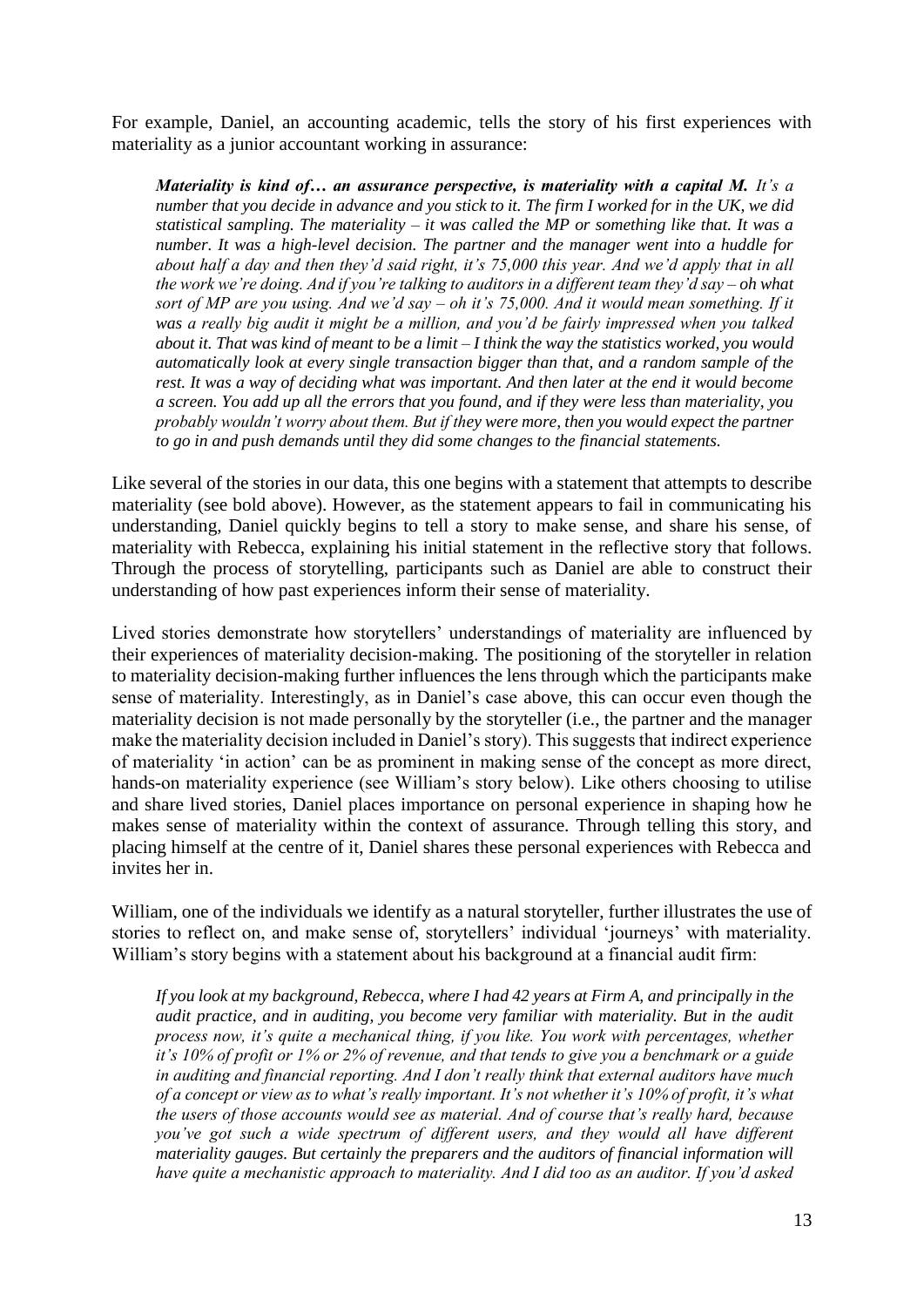For example, Daniel, an accounting academic, tells the story of his first experiences with materiality as a junior accountant working in assurance:

> ***Materiality is kind of… an assurance perspective, is materiality with a capital M.*** *It's a number that you decide in advance and you stick to it. The firm I worked for in the UK, we did statistical sampling. The materiality – it was called the MP or something like that. It was a number. It was a high-level decision. The partner and the manager went into a huddle for about half a day and then they'd said right, it's 75,000 this year. And we'd apply that in all the work we're doing. And if you're talking to auditors in a different team they'd say – oh what sort of MP are you using. And we'd say – oh it's 75,000. And it would mean something. If it was a really big audit it might be a million, and you'd be fairly impressed when you talked about it. That was kind of meant to be a limit – I think the way the statistics worked, you would automatically look at every single transaction bigger than that, and a random sample of the rest. It was a way of deciding what was important. And then later at the end it would become a screen. You add up all the errors that you found, and if they were less than materiality, you probably wouldn't worry about them. But if they were more, then you would expect the partner to go in and push demands until they did some changes to the financial statements.*

Like several of the stories in our data, this one begins with a statement that attempts to describe materiality (see bold above). However, as the statement appears to fail in communicating his understanding, Daniel quickly begins to tell a story to make sense, and share his sense, of materiality with Rebecca, explaining his initial statement in the reflective story that follows. Through the process of storytelling, participants such as Daniel are able to construct their understanding of how past experiences inform their sense of materiality.

Lived stories demonstrate how storytellers' understandings of materiality are influenced by their experiences of materiality decision-making. The positioning of the storyteller in relation to materiality decision-making further influences the lens through which the participants make sense of materiality. Interestingly, as in Daniel's case above, this can occur even though the materiality decision is not made personally by the storyteller (i.e., the partner and the manager make the materiality decision included in Daniel's story). This suggests that indirect experience of materiality 'in action' can be as prominent in making sense of the concept as more direct, hands-on materiality experience (see William's story below). Like others choosing to utilise and share lived stories, Daniel places importance on personal experience in shaping how he makes sense of materiality within the context of assurance. Through telling this story, and placing himself at the centre of it, Daniel shares these personal experiences with Rebecca and invites her in.

William, one of the individuals we identify as a natural storyteller, further illustrates the use of stories to reflect on, and make sense of, storytellers' individual 'journeys' with materiality. William's story begins with a statement about his background at a financial audit firm:

> *If you look at my background, Rebecca, where I had 42 years at Firm A, and principally in the audit practice, and in auditing, you become very familiar with materiality. But in the audit process now, it's quite a mechanical thing, if you like. You work with percentages, whether it's 10% of profit or 1% or 2% of revenue, and that tends to give you a benchmark or a guide in auditing and financial reporting. And I don't really think that external auditors have much of a concept or view as to what's really important. It's not whether it's 10% of profit, it's what the users of those accounts would see as material. And of course that's really hard, because you've got such a wide spectrum of different users, and they would all have different materiality gauges. But certainly the preparers and the auditors of financial information will have quite a mechanistic approach to materiality. And I did too as an auditor. If you'd asked*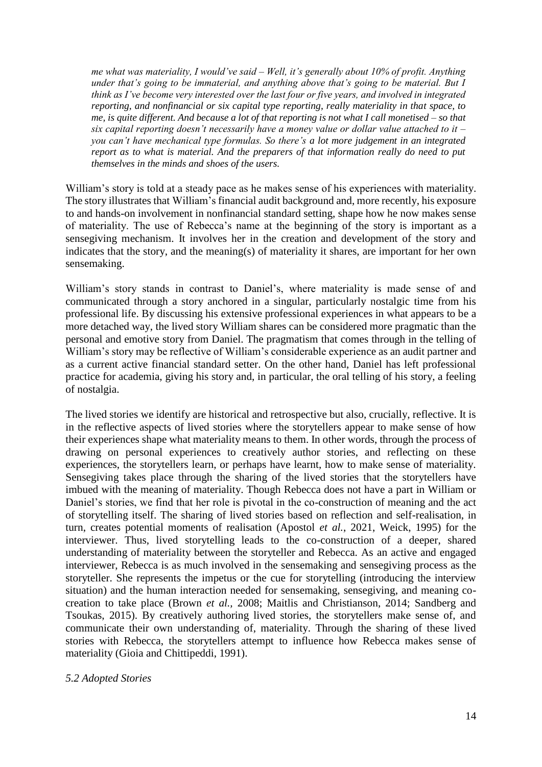*me what was materiality, I would've said – Well, it's generally about 10% of profit. Anything under that's going to be immaterial, and anything above that's going to be material. But I think as I've become very interested over the last four or five years, and involved in integrated reporting, and nonfinancial or six capital type reporting, really materiality in that space, to me, is quite different. And because a lot of that reporting is not what I call monetised – so that six capital reporting doesn't necessarily have a money value or dollar value attached to it – you can't have mechanical type formulas. So there's a lot more judgement in an integrated report as to what is material. And the preparers of that information really do need to put themselves in the minds and shoes of the users.*

William's story is told at a steady pace as he makes sense of his experiences with materiality. The story illustrates that William's financial audit background and, more recently, his exposure to and hands-on involvement in nonfinancial standard setting, shape how he now makes sense of materiality. The use of Rebecca's name at the beginning of the story is important as a sensegiving mechanism. It involves her in the creation and development of the story and indicates that the story, and the meaning(s) of materiality it shares, are important for her own sensemaking.

William's story stands in contrast to Daniel's, where materiality is made sense of and communicated through a story anchored in a singular, particularly nostalgic time from his professional life. By discussing his extensive professional experiences in what appears to be a more detached way, the lived story William shares can be considered more pragmatic than the personal and emotive story from Daniel. The pragmatism that comes through in the telling of William's story may be reflective of William's considerable experience as an audit partner and as a current active financial standard setter. On the other hand, Daniel has left professional practice for academia, giving his story and, in particular, the oral telling of his story, a feeling of nostalgia.

The lived stories we identify are historical and retrospective but also, crucially, reflective. It is in the reflective aspects of lived stories where the storytellers appear to make sense of how their experiences shape what materiality means to them. In other words, through the process of drawing on personal experiences to creatively author stories, and reflecting on these experiences, the storytellers learn, or perhaps have learnt, how to make sense of materiality. Sensegiving takes place through the sharing of the lived stories that the storytellers have imbued with the meaning of materiality. Though Rebecca does not have a part in William or Daniel's stories, we find that her role is pivotal in the co-construction of meaning and the act of storytelling itself. The sharing of lived stories based on reflection and self-realisation, in turn, creates potential moments of realisation (Apostol *et al.*, 2021, Weick, 1995) for the interviewer. Thus, lived storytelling leads to the co-construction of a deeper, shared understanding of materiality between the storyteller and Rebecca. As an active and engaged interviewer, Rebecca is as much involved in the sensemaking and sensegiving process as the storyteller. She represents the impetus or the cue for storytelling (introducing the interview situation) and the human interaction needed for sensemaking, sensegiving, and meaning co-creation to take place (Brown *et al.*, 2008; Maitlis and Christianson, 2014; Sandberg and Tsoukas, 2015). By creatively authoring lived stories, the storytellers make sense of, and communicate their own understanding of, materiality. Through the sharing of these lived stories with Rebecca, the storytellers attempt to influence how Rebecca makes sense of materiality (Gioia and Chittipeddi, 1991).

### *5.2 Adopted Stories*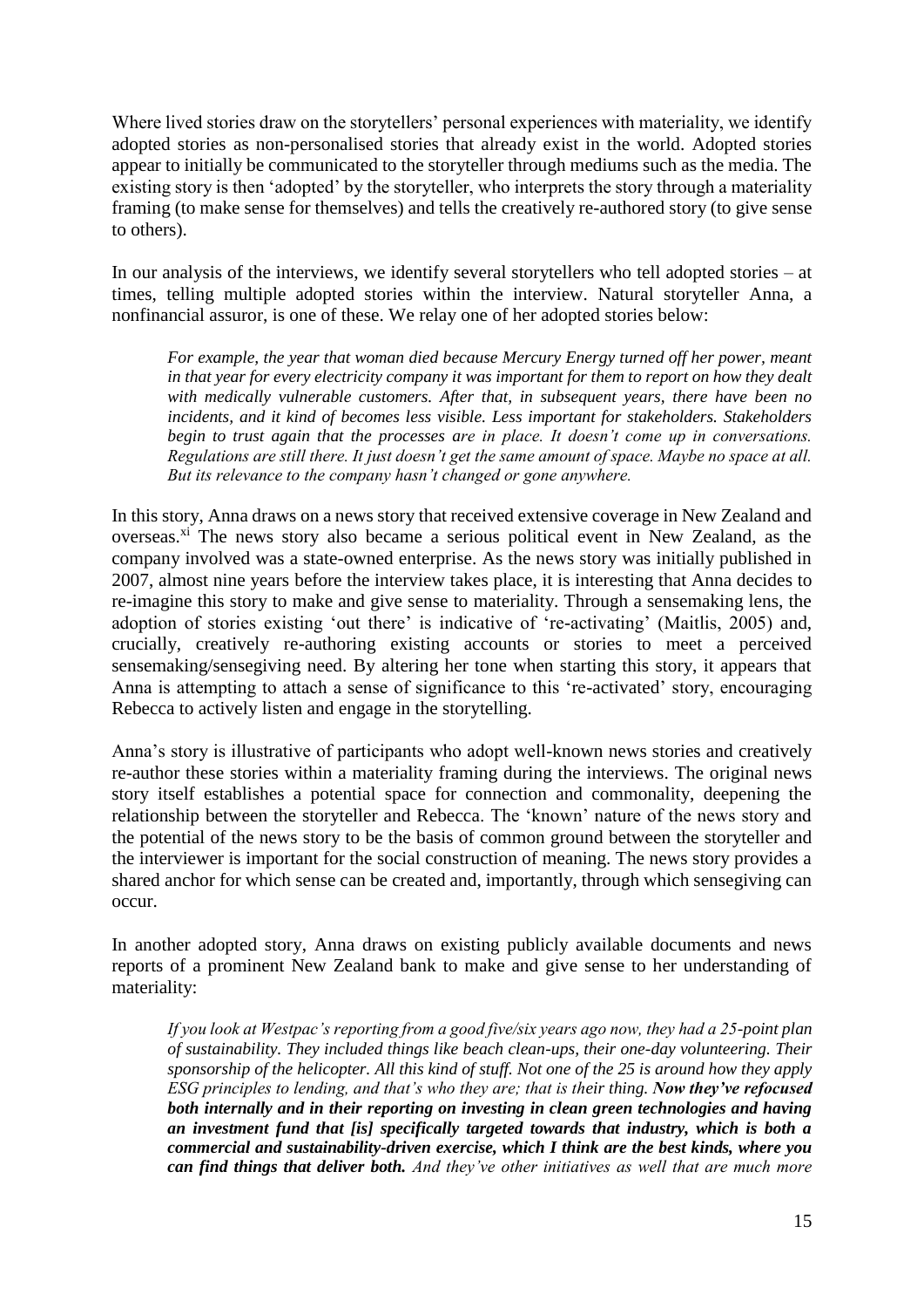Where lived stories draw on the storytellers' personal experiences with materiality, we identify adopted stories as non-personalised stories that already exist in the world. Adopted stories appear to initially be communicated to the storyteller through mediums such as the media. The existing story is then 'adopted' by the storyteller, who interprets the story through a materiality framing (to make sense for themselves) and tells the creatively re-authored story (to give sense to others).

In our analysis of the interviews, we identify several storytellers who tell adopted stories – at times, telling multiple adopted stories within the interview. Natural storyteller Anna, a nonfinancial assuror, is one of these. We relay one of her adopted stories below:

> *For example, the year that woman died because Mercury Energy turned off her power, meant in that year for every electricity company it was important for them to report on how they dealt with medically vulnerable customers. After that, in subsequent years, there have been no incidents, and it kind of becomes less visible. Less important for stakeholders. Stakeholders begin to trust again that the processes are in place. It doesn't come up in conversations. Regulations are still there. It just doesn't get the same amount of space. Maybe no space at all. But its relevance to the company hasn't changed or gone anywhere.*

In this story, Anna draws on a news story that received extensive coverage in New Zealand and overseas.[xi] The news story also became a serious political event in New Zealand, as the company involved was a state-owned enterprise. As the news story was initially published in 2007, almost nine years before the interview takes place, it is interesting that Anna decides to re-imagine this story to make and give sense to materiality. Through a sensemaking lens, the adoption of stories existing 'out there' is indicative of 're-activating' (Maitlis, 2005) and, crucially, creatively re-authoring existing accounts or stories to meet a perceived sensemaking/sensegiving need. By altering her tone when starting this story, it appears that Anna is attempting to attach a sense of significance to this 're-activated' story, encouraging Rebecca to actively listen and engage in the storytelling.

Anna's story is illustrative of participants who adopt well-known news stories and creatively re-author these stories within a materiality framing during the interviews. The original news story itself establishes a potential space for connection and commonality, deepening the relationship between the storyteller and Rebecca. The 'known' nature of the news story and the potential of the news story to be the basis of common ground between the storyteller and the interviewer is important for the social construction of meaning. The news story provides a shared anchor for which sense can be created and, importantly, through which sensegiving can occur.

In another adopted story, Anna draws on existing publicly available documents and news reports of a prominent New Zealand bank to make and give sense to her understanding of materiality:

> *If you look at Westpac's reporting from a good five/six years ago now, they had a 25-point plan of sustainability. They included things like beach clean-ups, their one-day volunteering. Their sponsorship of the helicopter. All this kind of stuff. Not one of the 25 is around how they apply ESG principles to lending, and that's who they are; that is their thing.* ***Now they've refocused both internally and in their reporting on investing in clean green technologies and having an investment fund that [is] specifically targeted towards that industry, which is both a commercial and sustainability-driven exercise, which I think are the best kinds, where you can find things that deliver both.*** *And they've other initiatives as well that are much more*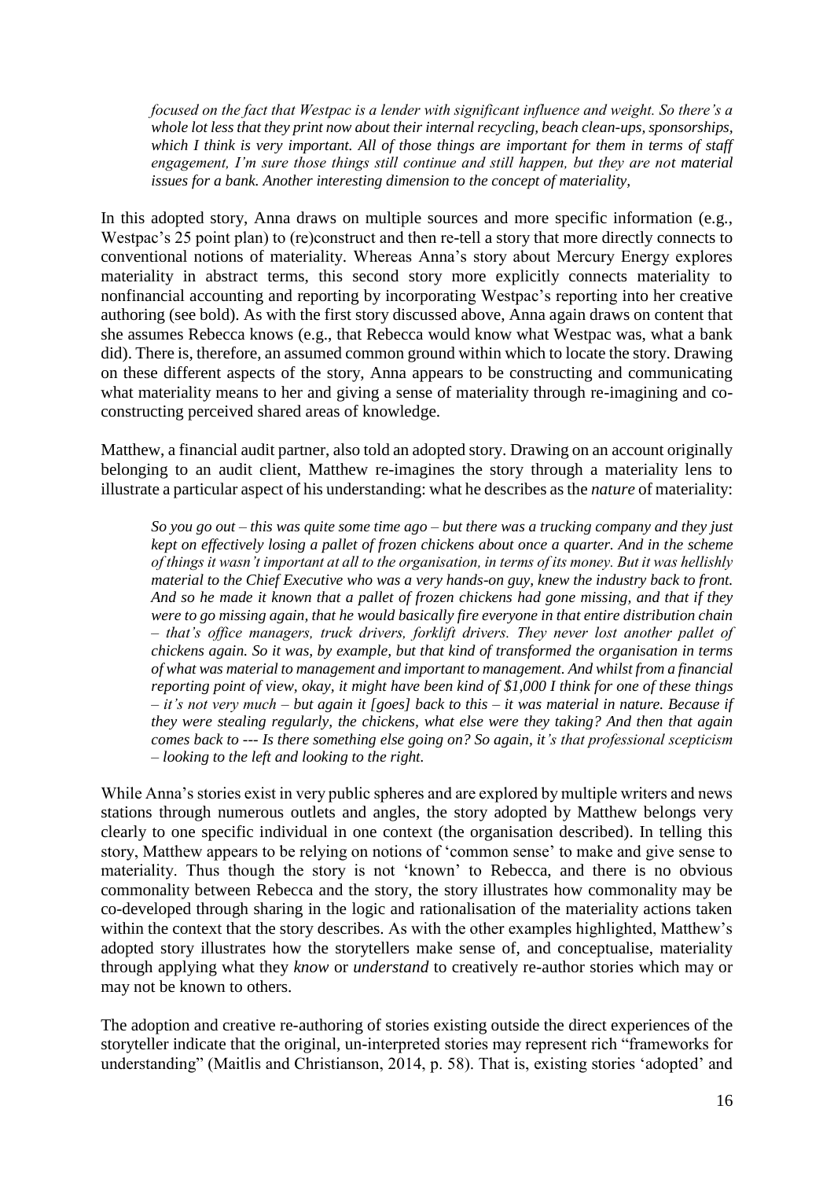> *focused on the fact that Westpac is a lender with significant influence and weight. So there's a whole lot less that they print now about their internal recycling, beach clean-ups, sponsorships, which I think is very important. All of those things are important for them in terms of staff engagement, I'm sure those things still continue and still happen, but they are not* ***material issues for a bank****. Another interesting dimension to the concept of materiality,*

In this adopted story, Anna draws on multiple sources and more specific information (e.g., Westpac's 25 point plan) to (re)construct and then re-tell a story that more directly connects to conventional notions of materiality. Whereas Anna's story about Mercury Energy explores materiality in abstract terms, this second story more explicitly connects materiality to nonfinancial accounting and reporting by incorporating Westpac's reporting into her creative authoring (see bold). As with the first story discussed above, Anna again draws on content that she assumes Rebecca knows (e.g., that Rebecca would know what Westpac was, what a bank did). There is, therefore, an assumed common ground within which to locate the story. Drawing on these different aspects of the story, Anna appears to be constructing and communicating what materiality means to her and giving a sense of materiality through re-imagining and co-constructing perceived shared areas of knowledge.

Matthew, a financial audit partner, also told an adopted story. Drawing on an account originally belonging to an audit client, Matthew re-imagines the story through a materiality lens to illustrate a particular aspect of his understanding: what he describes as the *nature* of materiality:

> *So you go out – this was quite some time ago – but there was a trucking company and they just kept on effectively losing a pallet of frozen chickens about once a quarter. And in the scheme of things it wasn't important at all to the organisation, in terms of its money. But it was hellishly* ***material to the Chief Executive who was a very hands-on guy, knew the industry back to front. And so he made it known that a pallet of frozen chickens had gone missing, and that if they were to go missing again, that he would basically fire everyone in that entire distribution chain*** *– that's office managers, truck drivers, forklift drivers.* ***They never lost another pallet of chickens again. So it was, by example, but that kind of transformed the organisation in terms of what was material to management and important to management. And whilst from a financial reporting point of view, okay, it might have been kind of $1,000 I think for one of these things*** *– it's not very much – but again it [goes] back to this – it was material in nature. Because if they were stealing regularly, the chickens, what else were they taking? And then that again comes back to --- Is there something else going on? So again, it's that professional scepticism – looking to the left and looking to the right.*

While Anna's stories exist in very public spheres and are explored by multiple writers and news stations through numerous outlets and angles, the story adopted by Matthew belongs very clearly to one specific individual in one context (the organisation described). In telling this story, Matthew appears to be relying on notions of 'common sense' to make and give sense to materiality. Thus though the story is not 'known' to Rebecca, and there is no obvious commonality between Rebecca and the story, the story illustrates how commonality may be co-developed through sharing in the logic and rationalisation of the materiality actions taken within the context that the story describes. As with the other examples highlighted, Matthew's adopted story illustrates how the storytellers make sense of, and conceptualise, materiality through applying what they *know* or *understand* to creatively re-author stories which may or may not be known to others.

The adoption and creative re-authoring of stories existing outside the direct experiences of the storyteller indicate that the original, un-interpreted stories may represent rich "frameworks for understanding" (Maitlis and Christianson, 2014, p. 58). That is, existing stories 'adopted' and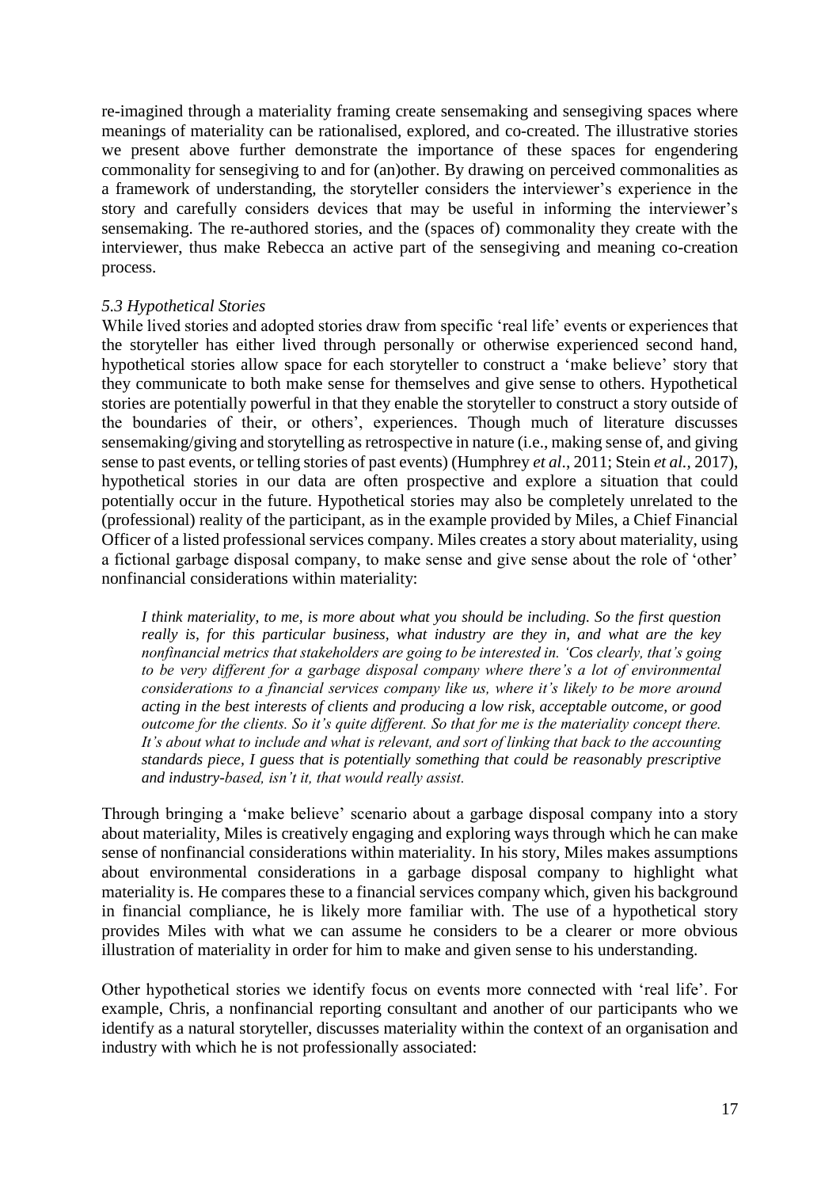re-imagined through a materiality framing create sensemaking and sensegiving spaces where meanings of materiality can be rationalised, explored, and co-created. The illustrative stories we present above further demonstrate the importance of these spaces for engendering commonality for sensegiving to and for (an)other. By drawing on perceived commonalities as a framework of understanding, the storyteller considers the interviewer's experience in the story and carefully considers devices that may be useful in informing the interviewer's sensemaking. The re-authored stories, and the (spaces of) commonality they create with the interviewer, thus make Rebecca an active part of the sensegiving and meaning co-creation process.

### *5.3 Hypothetical Stories*

While lived stories and adopted stories draw from specific 'real life' events or experiences that the storyteller has either lived through personally or otherwise experienced second hand, hypothetical stories allow space for each storyteller to construct a 'make believe' story that they communicate to both make sense for themselves and give sense to others. Hypothetical stories are potentially powerful in that they enable the storyteller to construct a story outside of the boundaries of their, or others', experiences. Though much of literature discusses sensemaking/giving and storytelling as retrospective in nature (i.e., making sense of, and giving sense to past events, or telling stories of past events) (Humphrey *et al*., 2011; Stein *et al.*, 2017), hypothetical stories in our data are often prospective and explore a situation that could potentially occur in the future. Hypothetical stories may also be completely unrelated to the (professional) reality of the participant, as in the example provided by Miles, a Chief Financial Officer of a listed professional services company. Miles creates a story about materiality, using a fictional garbage disposal company, to make sense and give sense about the role of 'other' nonfinancial considerations within materiality:

> *I think materiality, to me, is more about what you should be including. So the first question really is, for this particular business, what industry are they in, and what are the key nonfinancial metrics that stakeholders are going to be interested in. 'Cos clearly, that's going to be very different for a garbage disposal company where there's a lot of environmental considerations to a financial services company like us, where it's likely to be more around acting in the best interests of clients and producing a low risk, acceptable outcome, or good outcome for the clients. So it's quite different. So that for me is the materiality concept there. It's about what to include and what is relevant, and sort of linking that back to the accounting standards piece, I guess that is potentially something that could be reasonably prescriptive and industry-based, isn't it, that would really assist.*

Through bringing a 'make believe' scenario about a garbage disposal company into a story about materiality, Miles is creatively engaging and exploring ways through which he can make sense of nonfinancial considerations within materiality. In his story, Miles makes assumptions about environmental considerations in a garbage disposal company to highlight what materiality is. He compares these to a financial services company which, given his background in financial compliance, he is likely more familiar with. The use of a hypothetical story provides Miles with what we can assume he considers to be a clearer or more obvious illustration of materiality in order for him to make and given sense to his understanding.

Other hypothetical stories we identify focus on events more connected with 'real life'. For example, Chris, a nonfinancial reporting consultant and another of our participants who we identify as a natural storyteller, discusses materiality within the context of an organisation and industry with which he is not professionally associated: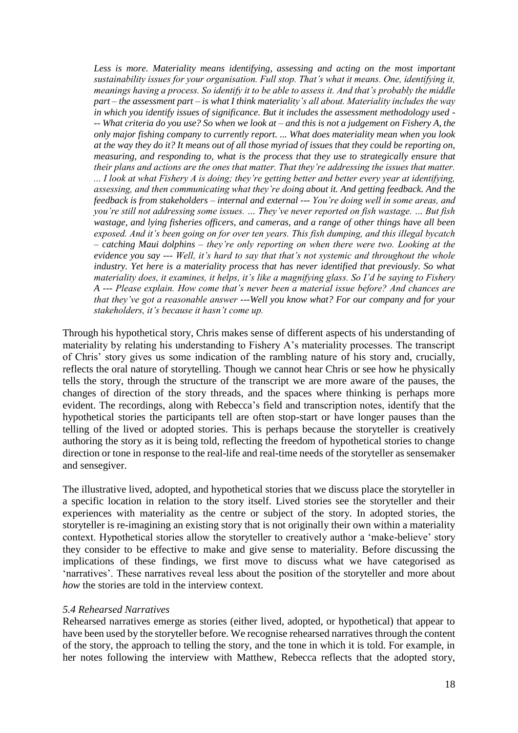*Less is more. Materiality means identifying, assessing and acting on the most important sustainability issues for your organisation. Full stop. That's what it means. One, identifying it, meanings having a process. So identify it to be able to assess it. And that's probably the middle part – the assessment part – is what I think materiality's all about. Materiality includes the way in which you identify issues of significance. But it includes the assessment methodology used --- What criteria do you use? So when we look at – and this is not a judgement on Fishery A, the only major fishing company to currently report. ... What does materiality mean when you look at the way they do it? It means out of all those myriad of issues that they could be reporting on, measuring, and responding to, what is the process that they use to strategically ensure that their plans and actions are the ones that matter. That they're addressing the issues that matter. ... I look at what Fishery A is doing; they're getting better and better every year at identifying, assessing, and then communicating what they're doing about it. And getting feedback. And the feedback is from stakeholders – internal and external --- You're doing well in some areas, and you're still not addressing some issues. ... They've never reported on fish wastage. ... But fish wastage, and lying fisheries officers, and cameras, and a range of other things have all been exposed. And it's been going on for over ten years. This fish dumping, and this illegal bycatch – catching Maui dolphins – they're only reporting on when there were two. Looking at the evidence you say --- Well, it's hard to say that that's not systemic and throughout the whole industry. Yet here is a materiality process that has never identified that previously. So what materiality does, it examines, it helps, it's like a magnifying glass. So I'd be saying to Fishery A --- Please explain. How come that's never been a material issue before? And chances are that they've got a reasonable answer ---Well you know what? For our company and for your stakeholders, it's because it hasn't come up.*

Through his hypothetical story, Chris makes sense of different aspects of his understanding of materiality by relating his understanding to Fishery A's materiality processes. The transcript of Chris' story gives us some indication of the rambling nature of his story and, crucially, reflects the oral nature of storytelling. Though we cannot hear Chris or see how he physically tells the story, through the structure of the transcript we are more aware of the pauses, the changes of direction of the story threads, and the spaces where thinking is perhaps more evident. The recordings, along with Rebecca's field and transcription notes, identify that the hypothetical stories the participants tell are often stop-start or have longer pauses than the telling of the lived or adopted stories. This is perhaps because the storyteller is creatively authoring the story as it is being told, reflecting the freedom of hypothetical stories to change direction or tone in response to the real-life and real-time needs of the storyteller as sensemaker and sensegiver.

The illustrative lived, adopted, and hypothetical stories that we discuss place the storyteller in a specific location in relation to the story itself. Lived stories see the storyteller and their experiences with materiality as the centre or subject of the story. In adopted stories, the storyteller is re-imagining an existing story that is not originally their own within a materiality context. Hypothetical stories allow the storyteller to creatively author a 'make-believe' story they consider to be effective to make and give sense to materiality. Before discussing the implications of these findings, we first move to discuss what we have categorised as 'narratives'. These narratives reveal less about the position of the storyteller and more about *how* the stories are told in the interview context.

### *5.4 Rehearsed Narratives*

Rehearsed narratives emerge as stories (either lived, adopted, or hypothetical) that appear to have been used by the storyteller before. We recognise rehearsed narratives through the content of the story, the approach to telling the story, and the tone in which it is told. For example, in her notes following the interview with Matthew, Rebecca reflects that the adopted story,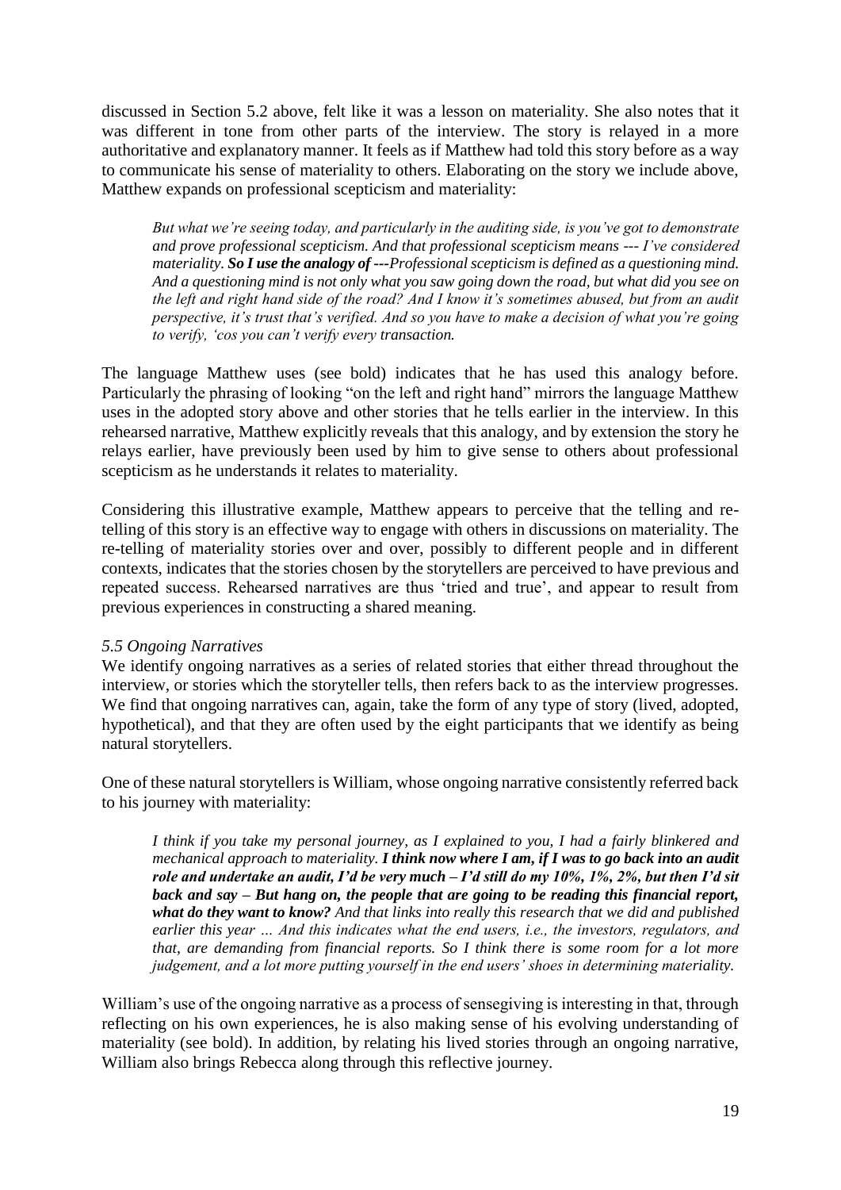discussed in Section 5.2 above, felt like it was a lesson on materiality. She also notes that it was different in tone from other parts of the interview. The story is relayed in a more authoritative and explanatory manner. It feels as if Matthew had told this story before as a way to communicate his sense of materiality to others. Elaborating on the story we include above, Matthew expands on professional scepticism and materiality:

> *But what we're seeing today, and particularly in the auditing side, is you've got to demonstrate and prove professional scepticism. And that professional scepticism means --- I've considered materiality.* ***So I use the analogy of ---****Professional scepticism is defined as a questioning mind. And a questioning mind is not only what you saw going down the road, but what did you see on the left and right hand side of the road? And I know it's sometimes abused, but from an audit perspective, it's trust that's verified. And so you have to make a decision of what you're going to verify, 'cos you can't verify every transaction.*

The language Matthew uses (see bold) indicates that he has used this analogy before. Particularly the phrasing of looking "on the left and right hand" mirrors the language Matthew uses in the adopted story above and other stories that he tells earlier in the interview. In this rehearsed narrative, Matthew explicitly reveals that this analogy, and by extension the story he relays earlier, have previously been used by him to give sense to others about professional scepticism as he understands it relates to materiality.

Considering this illustrative example, Matthew appears to perceive that the telling and re-telling of this story is an effective way to engage with others in discussions on materiality. The re-telling of materiality stories over and over, possibly to different people and in different contexts, indicates that the stories chosen by the storytellers are perceived to have previous and repeated success. Rehearsed narratives are thus 'tried and true', and appear to result from previous experiences in constructing a shared meaning.

### *5.5 Ongoing Narratives*

We identify ongoing narratives as a series of related stories that either thread throughout the interview, or stories which the storyteller tells, then refers back to as the interview progresses. We find that ongoing narratives can, again, take the form of any type of story (lived, adopted, hypothetical), and that they are often used by the eight participants that we identify as being natural storytellers.

One of these natural storytellers is William, whose ongoing narrative consistently referred back to his journey with materiality:

> *I think if you take my personal journey, as I explained to you, I had a fairly blinkered and mechanical approach to materiality.* ***I think now where I am, if I was to go back into an audit role and undertake an audit, I'd be very much – I'd still do my 10%, 1%, 2%, but then I'd sit back and say – But hang on, the people that are going to be reading this financial report, what do they want to know?*** *And that links into really this research that we did and published earlier this year ... And this indicates what the end users, i.e., the investors, regulators, and that, are demanding from financial reports. So I think there is some room for a lot more judgement, and a lot more putting yourself in the end users' shoes in determining materiality.*

William's use of the ongoing narrative as a process of sensegiving is interesting in that, through reflecting on his own experiences, he is also making sense of his evolving understanding of materiality (see bold). In addition, by relating his lived stories through an ongoing narrative, William also brings Rebecca along through this reflective journey.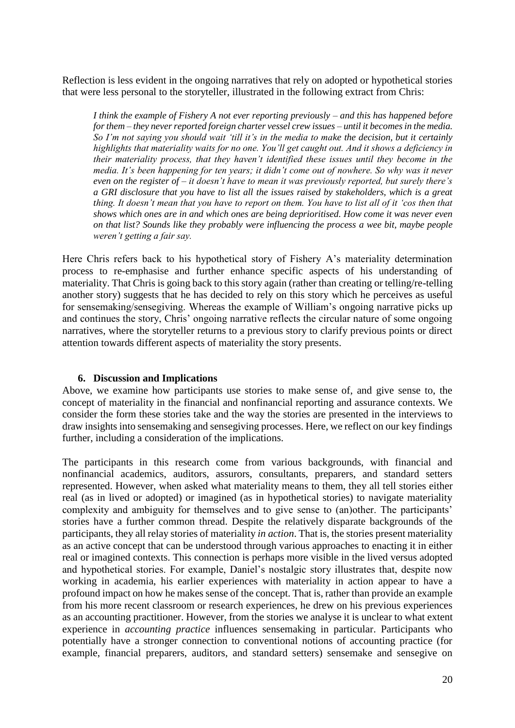Reflection is less evident in the ongoing narratives that rely on adopted or hypothetical stories that were less personal to the storyteller, illustrated in the following extract from Chris:

> *I think the example of Fishery A not ever reporting previously – and this has happened before for them – they never reported foreign charter vessel crew issues – until it becomes in the media. So I'm not saying you should wait 'till it's in the media to make the decision, but it certainly highlights that materiality waits for no one. You'll get caught out. And it shows a deficiency in their materiality process, that they haven't identified these issues until they become in the media. It's been happening for ten years; it didn't come out of nowhere. So why was it never even on the register of – it doesn't have to mean it was previously reported, but surely there's a GRI disclosure that you have to list all the issues raised by stakeholders, which is a great thing. It doesn't mean that you have to report on them. You have to list all of it 'cos then that shows which ones are in and which ones are being deprioritised. How come it was never even on that list? Sounds like they probably were influencing the process a wee bit, maybe people weren't getting a fair say.*

Here Chris refers back to his hypothetical story of Fishery A's materiality determination process to re-emphasise and further enhance specific aspects of his understanding of materiality. That Chris is going back to this story again (rather than creating or telling/re-telling another story) suggests that he has decided to rely on this story which he perceives as useful for sensemaking/sensegiving. Whereas the example of William's ongoing narrative picks up and continues the story, Chris' ongoing narrative reflects the circular nature of some ongoing narratives, where the storyteller returns to a previous story to clarify previous points or direct attention towards different aspects of materiality the story presents.

## 6. Discussion and Implications

Above, we examine how participants use stories to make sense of, and give sense to, the concept of materiality in the financial and nonfinancial reporting and assurance contexts. We consider the form these stories take and the way the stories are presented in the interviews to draw insights into sensemaking and sensegiving processes. Here, we reflect on our key findings further, including a consideration of the implications.

The participants in this research come from various backgrounds, with financial and nonfinancial academics, auditors, assurors, consultants, preparers, and standard setters represented. However, when asked what materiality means to them, they all tell stories either real (as in lived or adopted) or imagined (as in hypothetical stories) to navigate materiality complexity and ambiguity for themselves and to give sense to (an)other. The participants' stories have a further common thread. Despite the relatively disparate backgrounds of the participants, they all relay stories of materiality *in action*. That is, the stories present materiality as an active concept that can be understood through various approaches to enacting it in either real or imagined contexts. This connection is perhaps more visible in the lived versus adopted and hypothetical stories. For example, Daniel's nostalgic story illustrates that, despite now working in academia, his earlier experiences with materiality in action appear to have a profound impact on how he makes sense of the concept. That is, rather than provide an example from his more recent classroom or research experiences, he drew on his previous experiences as an accounting practitioner. However, from the stories we analyse it is unclear to what extent experience in *accounting practice* influences sensemaking in particular. Participants who potentially have a stronger connection to conventional notions of accounting practice (for example, financial preparers, auditors, and standard setters) sensemake and sensegive on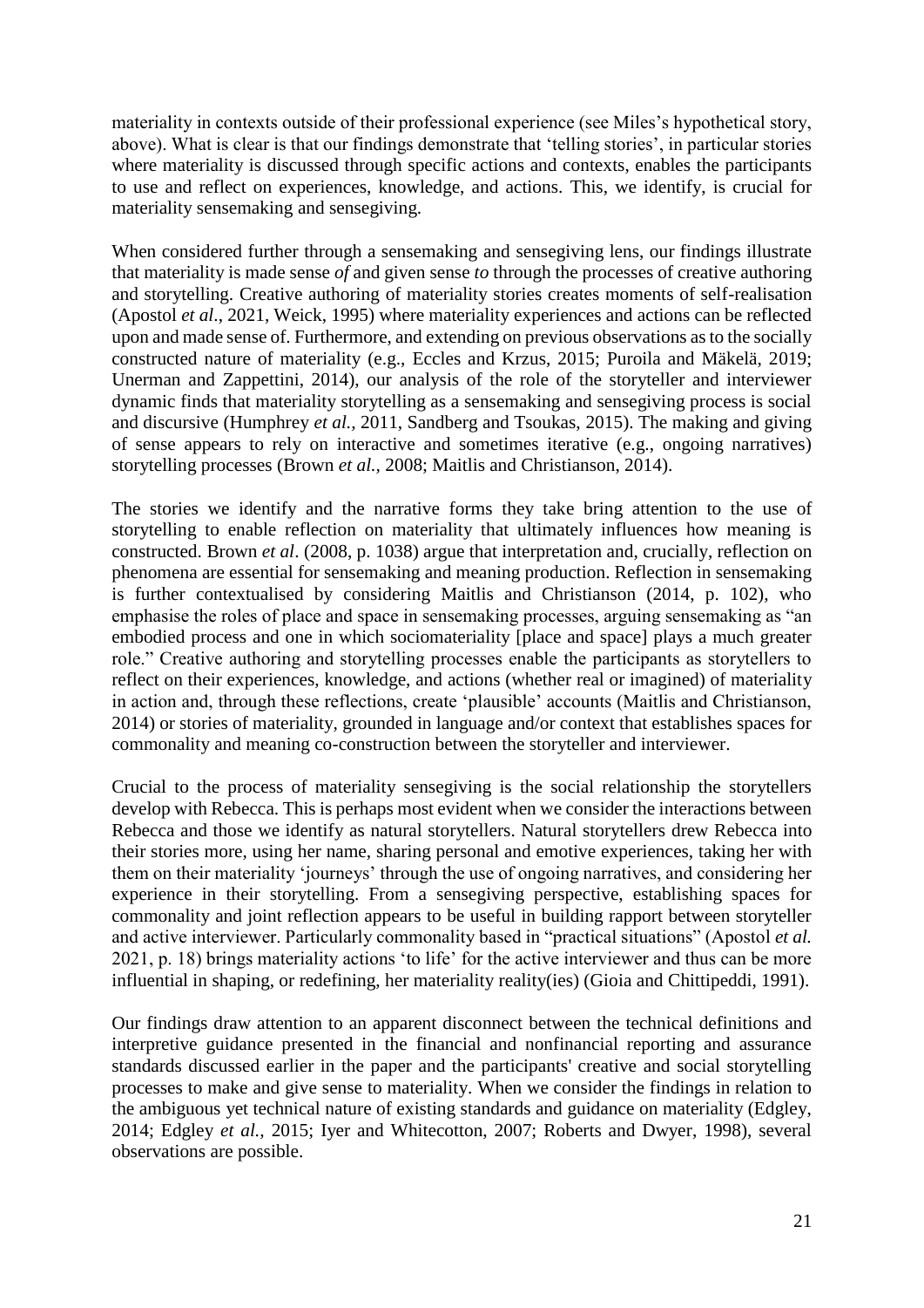materiality in contexts outside of their professional experience (see Miles's hypothetical story, above). What is clear is that our findings demonstrate that 'telling stories', in particular stories where materiality is discussed through specific actions and contexts, enables the participants to use and reflect on experiences, knowledge, and actions. This, we identify, is crucial for materiality sensemaking and sensegiving.

When considered further through a sensemaking and sensegiving lens, our findings illustrate that materiality is made sense *of* and given sense *to* through the processes of creative authoring and storytelling. Creative authoring of materiality stories creates moments of self-realisation (Apostol *et al*., 2021, Weick, 1995) where materiality experiences and actions can be reflected upon and made sense of. Furthermore, and extending on previous observations as to the socially constructed nature of materiality (e.g., Eccles and Krzus, 2015; Puroila and Mäkelä, 2019; Unerman and Zappettini, 2014), our analysis of the role of the storyteller and interviewer dynamic finds that materiality storytelling as a sensemaking and sensegiving process is social and discursive (Humphrey *et al.,* 2011, Sandberg and Tsoukas, 2015). The making and giving of sense appears to rely on interactive and sometimes iterative (e.g., ongoing narratives) storytelling processes (Brown *et al.,* 2008; Maitlis and Christianson, 2014).

The stories we identify and the narrative forms they take bring attention to the use of storytelling to enable reflection on materiality that ultimately influences how meaning is constructed. Brown *et al*. (2008, p. 1038) argue that interpretation and, crucially, reflection on phenomena are essential for sensemaking and meaning production. Reflection in sensemaking is further contextualised by considering Maitlis and Christianson (2014, p. 102), who emphasise the roles of place and space in sensemaking processes, arguing sensemaking as "an embodied process and one in which sociomateriality [place and space] plays a much greater role." Creative authoring and storytelling processes enable the participants as storytellers to reflect on their experiences, knowledge, and actions (whether real or imagined) of materiality in action and, through these reflections, create 'plausible' accounts (Maitlis and Christianson, 2014) or stories of materiality, grounded in language and/or context that establishes spaces for commonality and meaning co-construction between the storyteller and interviewer.

Crucial to the process of materiality sensegiving is the social relationship the storytellers develop with Rebecca. This is perhaps most evident when we consider the interactions between Rebecca and those we identify as natural storytellers. Natural storytellers drew Rebecca into their stories more, using her name, sharing personal and emotive experiences, taking her with them on their materiality 'journeys' through the use of ongoing narratives, and considering her experience in their storytelling. From a sensegiving perspective, establishing spaces for commonality and joint reflection appears to be useful in building rapport between storyteller and active interviewer. Particularly commonality based in "practical situations" (Apostol *et al.* 2021, p. 18) brings materiality actions 'to life' for the active interviewer and thus can be more influential in shaping, or redefining, her materiality reality(ies) (Gioia and Chittipeddi, 1991).

Our findings draw attention to an apparent disconnect between the technical definitions and interpretive guidance presented in the financial and nonfinancial reporting and assurance standards discussed earlier in the paper and the participants' creative and social storytelling processes to make and give sense to materiality. When we consider the findings in relation to the ambiguous yet technical nature of existing standards and guidance on materiality (Edgley, 2014; Edgley *et al.,* 2015; Iyer and Whitecotton, 2007; Roberts and Dwyer, 1998), several observations are possible.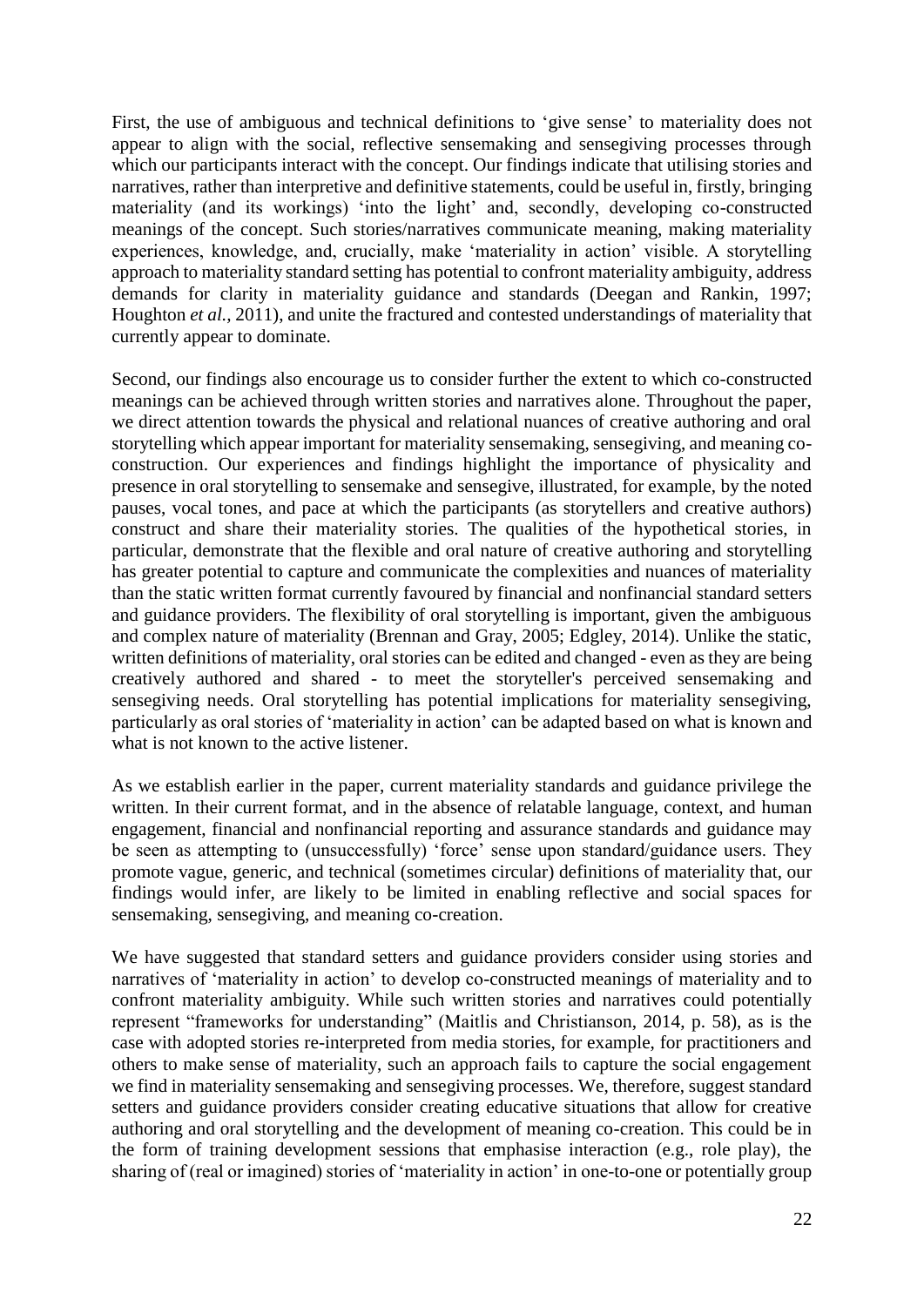First, the use of ambiguous and technical definitions to 'give sense' to materiality does not appear to align with the social, reflective sensemaking and sensegiving processes through which our participants interact with the concept. Our findings indicate that utilising stories and narratives, rather than interpretive and definitive statements, could be useful in, firstly, bringing materiality (and its workings) 'into the light' and, secondly, developing co-constructed meanings of the concept. Such stories/narratives communicate meaning, making materiality experiences, knowledge, and, crucially, make 'materiality in action' visible. A storytelling approach to materiality standard setting has potential to confront materiality ambiguity, address demands for clarity in materiality guidance and standards (Deegan and Rankin, 1997; Houghton *et al.*, 2011), and unite the fractured and contested understandings of materiality that currently appear to dominate.

Second, our findings also encourage us to consider further the extent to which co-constructed meanings can be achieved through written stories and narratives alone. Throughout the paper, we direct attention towards the physical and relational nuances of creative authoring and oral storytelling which appear important for materiality sensemaking, sensegiving, and meaning co-construction. Our experiences and findings highlight the importance of physicality and presence in oral storytelling to sensemake and sensegive, illustrated, for example, by the noted pauses, vocal tones, and pace at which the participants (as storytellers and creative authors) construct and share their materiality stories. The qualities of the hypothetical stories, in particular, demonstrate that the flexible and oral nature of creative authoring and storytelling has greater potential to capture and communicate the complexities and nuances of materiality than the static written format currently favoured by financial and nonfinancial standard setters and guidance providers. The flexibility of oral storytelling is important, given the ambiguous and complex nature of materiality (Brennan and Gray, 2005; Edgley, 2014). Unlike the static, written definitions of materiality, oral stories can be edited and changed - even as they are being creatively authored and shared - to meet the storyteller's perceived sensemaking and sensegiving needs. Oral storytelling has potential implications for materiality sensegiving, particularly as oral stories of 'materiality in action' can be adapted based on what is known and what is not known to the active listener.

As we establish earlier in the paper, current materiality standards and guidance privilege the written. In their current format, and in the absence of relatable language, context, and human engagement, financial and nonfinancial reporting and assurance standards and guidance may be seen as attempting to (unsuccessfully) 'force' sense upon standard/guidance users. They promote vague, generic, and technical (sometimes circular) definitions of materiality that, our findings would infer, are likely to be limited in enabling reflective and social spaces for sensemaking, sensegiving, and meaning co-creation.

We have suggested that standard setters and guidance providers consider using stories and narratives of 'materiality in action' to develop co-constructed meanings of materiality and to confront materiality ambiguity. While such written stories and narratives could potentially represent "frameworks for understanding" (Maitlis and Christianson, 2014, p. 58), as is the case with adopted stories re-interpreted from media stories, for example, for practitioners and others to make sense of materiality, such an approach fails to capture the social engagement we find in materiality sensemaking and sensegiving processes. We, therefore, suggest standard setters and guidance providers consider creating educative situations that allow for creative authoring and oral storytelling and the development of meaning co-creation. This could be in the form of training development sessions that emphasise interaction (e.g., role play), the sharing of (real or imagined) stories of 'materiality in action' in one-to-one or potentially group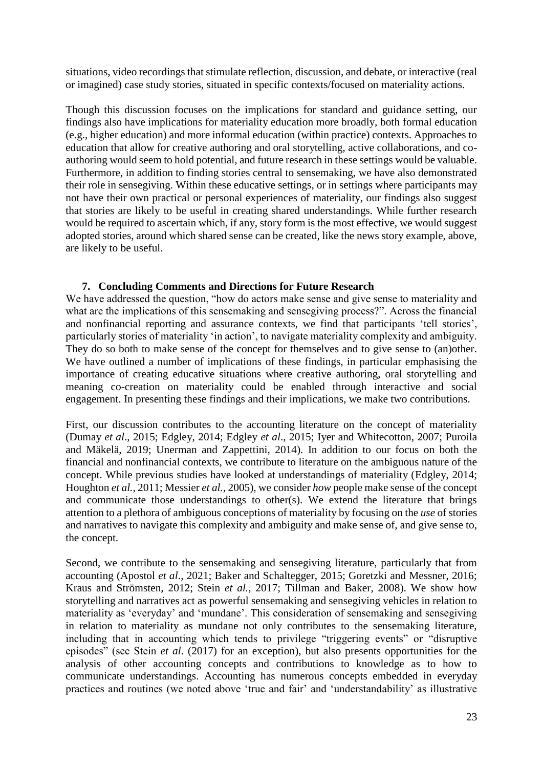situations, video recordings that stimulate reflection, discussion, and debate, or interactive (real or imagined) case study stories, situated in specific contexts/focused on materiality actions.

Though this discussion focuses on the implications for standard and guidance setting, our findings also have implications for materiality education more broadly, both formal education (e.g., higher education) and more informal education (within practice) contexts. Approaches to education that allow for creative authoring and oral storytelling, active collaborations, and co-authoring would seem to hold potential, and future research in these settings would be valuable. Furthermore, in addition to finding stories central to sensemaking, we have also demonstrated their role in sensegiving. Within these educative settings, or in settings where participants may not have their own practical or personal experiences of materiality, our findings also suggest that stories are likely to be useful in creating shared understandings. While further research would be required to ascertain which, if any, story form is the most effective, we would suggest adopted stories, around which shared sense can be created, like the news story example, above, are likely to be useful.

## 7. Concluding Comments and Directions for Future Research

We have addressed the question, "how do actors make sense and give sense to materiality and what are the implications of this sensemaking and sensegiving process?". Across the financial and nonfinancial reporting and assurance contexts, we find that participants 'tell stories', particularly stories of materiality 'in action', to navigate materiality complexity and ambiguity. They do so both to make sense of the concept for themselves and to give sense to (an)other. We have outlined a number of implications of these findings, in particular emphasising the importance of creating educative situations where creative authoring, oral storytelling and meaning co-creation on materiality could be enabled through interactive and social engagement. In presenting these findings and their implications, we make two contributions.

First, our discussion contributes to the accounting literature on the concept of materiality (Dumay *et al*., 2015; Edgley, 2014; Edgley *et al*., 2015; Iyer and Whitecotton, 2007; Puroila and Mäkelä, 2019; Unerman and Zappettini, 2014). In addition to our focus on both the financial and nonfinancial contexts, we contribute to literature on the ambiguous nature of the concept. While previous studies have looked at understandings of materiality (Edgley, 2014; Houghton *et al.,* 2011; Messier *et al.,* 2005), we consider *how* people make sense of the concept and communicate those understandings to other(s). We extend the literature that brings attention to a plethora of ambiguous conceptions of materiality by focusing on the *use* of stories and narratives to navigate this complexity and ambiguity and make sense of, and give sense to, the concept.

Second, we contribute to the sensemaking and sensegiving literature, particularly that from accounting (Apostol *et al*., 2021; Baker and Schaltegger, 2015; Goretzki and Messner, 2016; Kraus and Strömsten, 2012; Stein *et al.,* 2017; Tillman and Baker, 2008). We show how storytelling and narratives act as powerful sensemaking and sensegiving vehicles in relation to materiality as 'everyday' and 'mundane'. This consideration of sensemaking and sensegiving in relation to materiality as mundane not only contributes to the sensemaking literature, including that in accounting which tends to privilege "triggering events" or "disruptive episodes" (see Stein *et al*. (2017) for an exception), but also presents opportunities for the analysis of other accounting concepts and contributions to knowledge as to how to communicate understandings. Accounting has numerous concepts embedded in everyday practices and routines (we noted above 'true and fair' and 'understandability' as illustrative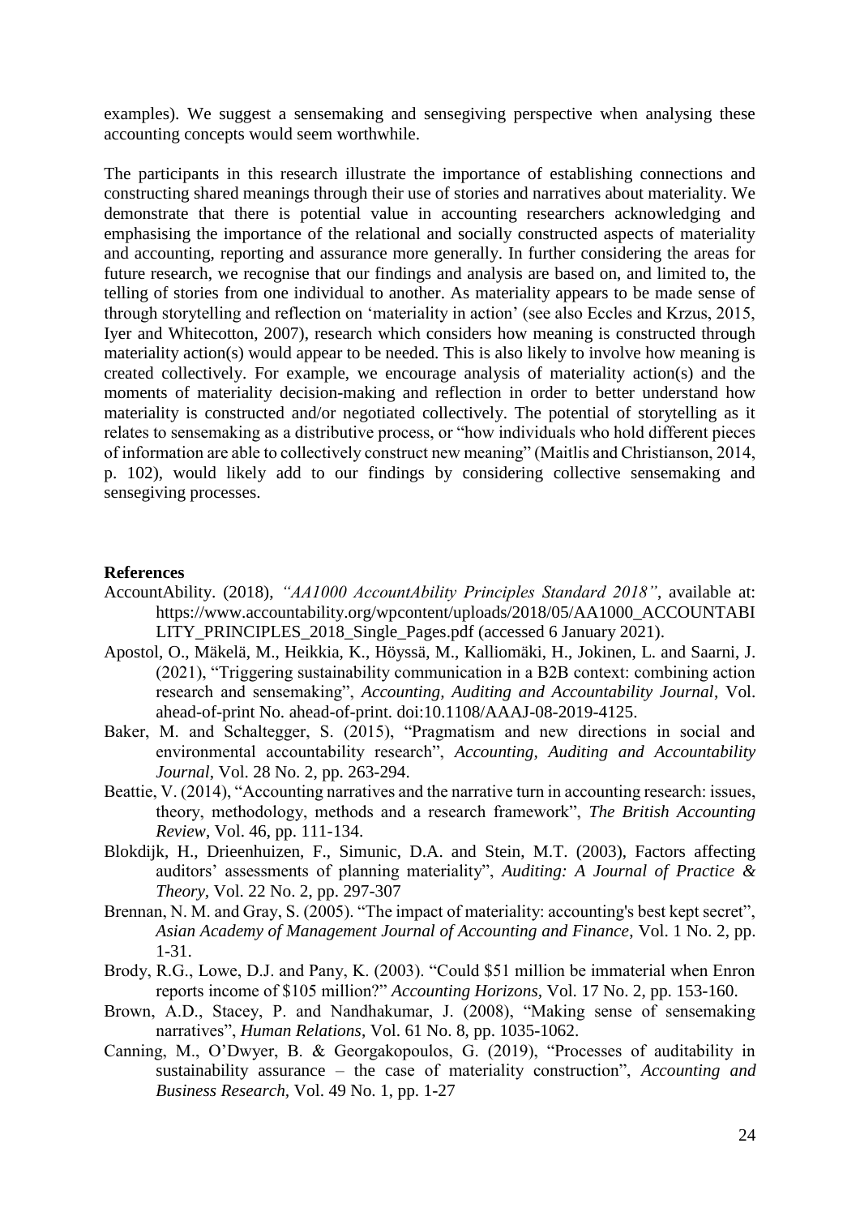examples). We suggest a sensemaking and sensegiving perspective when analysing these accounting concepts would seem worthwhile.

The participants in this research illustrate the importance of establishing connections and constructing shared meanings through their use of stories and narratives about materiality. We demonstrate that there is potential value in accounting researchers acknowledging and emphasising the importance of the relational and socially constructed aspects of materiality and accounting, reporting and assurance more generally. In further considering the areas for future research, we recognise that our findings and analysis are based on, and limited to, the telling of stories from one individual to another. As materiality appears to be made sense of through storytelling and reflection on 'materiality in action' (see also Eccles and Krzus, 2015, Iyer and Whitecotton, 2007), research which considers how meaning is constructed through materiality action(s) would appear to be needed. This is also likely to involve how meaning is created collectively. For example, we encourage analysis of materiality action(s) and the moments of materiality decision-making and reflection in order to better understand how materiality is constructed and/or negotiated collectively. The potential of storytelling as it relates to sensemaking as a distributive process, or "how individuals who hold different pieces of information are able to collectively construct new meaning" (Maitlis and Christianson, 2014, p. 102), would likely add to our findings by considering collective sensemaking and sensegiving processes.

## References

AccountAbility. (2018), *"AA1000 AccountAbility Principles Standard 2018"*, available at: https://www.accountability.org/wpcontent/uploads/2018/05/AA1000_ACCOUNTABILITY_PRINCIPLES_2018_Single_Pages.pdf (accessed 6 January 2021).

Apostol, O., Mäkelä, M., Heikkia, K., Höyssä, M., Kalliomäki, H., Jokinen, L. and Saarni, J. (2021), "Triggering sustainability communication in a B2B context: combining action research and sensemaking", *Accounting, Auditing and Accountability Journal*, Vol. ahead-of-print No. ahead-of-print. doi:10.1108/AAAJ-08-2019-4125.

Baker, M. and Schaltegger, S. (2015), "Pragmatism and new directions in social and environmental accountability research", *Accounting, Auditing and Accountability Journal*, Vol. 28 No. 2, pp. 263-294.

Beattie, V. (2014), "Accounting narratives and the narrative turn in accounting research: issues, theory, methodology, methods and a research framework", *The British Accounting Review*, Vol. 46, pp. 111-134.

Blokdijk, H., Drieenhuizen, F., Simunic, D.A. and Stein, M.T. (2003), Factors affecting auditors' assessments of planning materiality", *Auditing: A Journal of Practice & Theory*, Vol. 22 No. 2, pp. 297-307

Brennan, N. M. and Gray, S. (2005). "The impact of materiality: accounting's best kept secret", *Asian Academy of Management Journal of Accounting and Finance*, Vol. 1 No. 2, pp. 1-31.

Brody, R.G., Lowe, D.J. and Pany, K. (2003). "Could $51 million be immaterial when Enron reports income of $105 million?" *Accounting Horizons*, Vol. 17 No. 2, pp. 153-160.

Brown, A.D., Stacey, P. and Nandhakumar, J. (2008), "Making sense of sensemaking narratives", *Human Relations*, Vol. 61 No. 8, pp. 1035-1062.

Canning, M., O'Dwyer, B. & Georgakopoulos, G. (2019), "Processes of auditability in sustainability assurance – the case of materiality construction", *Accounting and Business Research*, Vol. 49 No. 1, pp. 1-27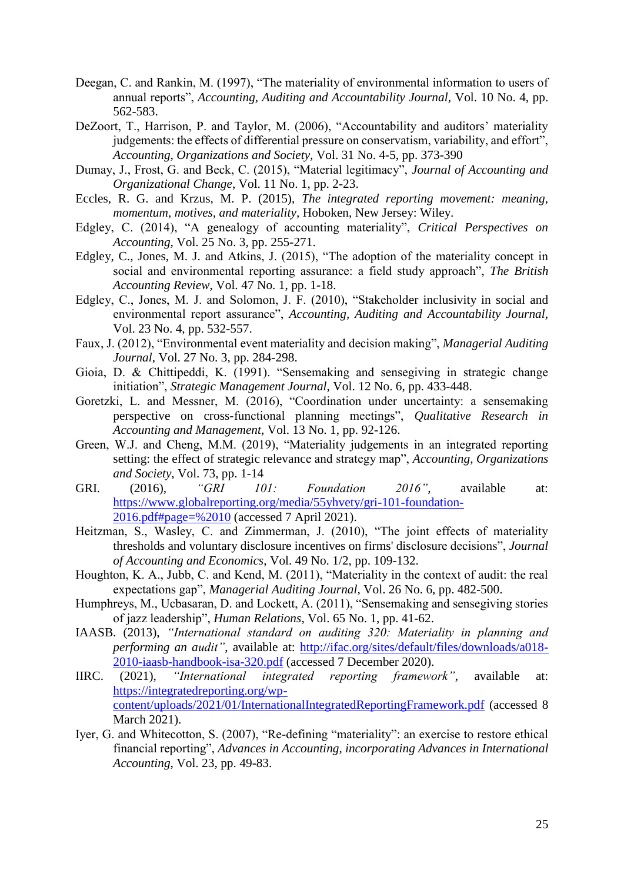Deegan, C. and Rankin, M. (1997), "The materiality of environmental information to users of annual reports", *Accounting, Auditing and Accountability Journal*, Vol. 10 No. 4, pp. 562-583.

DeZoort, T., Harrison, P. and Taylor, M. (2006), "Accountability and auditors' materiality judgements: the effects of differential pressure on conservatism, variability, and effort", *Accounting, Organizations and Society,* Vol. 31 No. 4-5, pp. 373-390

Dumay, J., Frost, G. and Beck, C. (2015), "Material legitimacy", *Journal of Accounting and Organizational Change*, Vol. 11 No. 1, pp. 2-23.

Eccles, R. G. and Krzus, M. P. (2015), *The integrated reporting movement: meaning, momentum, motives, and materiality*, Hoboken, New Jersey: Wiley.

Edgley, C. (2014), "A genealogy of accounting materiality", *Critical Perspectives on Accounting,* Vol. 25 No. 3, pp. 255-271.

Edgley, C., Jones, M. J. and Atkins, J. (2015), "The adoption of the materiality concept in social and environmental reporting assurance: a field study approach", *The British Accounting Review*, Vol. 47 No. 1, pp. 1-18.

Edgley, C., Jones, M. J. and Solomon, J. F. (2010), "Stakeholder inclusivity in social and environmental report assurance", *Accounting, Auditing and Accountability Journal*, Vol. 23 No. 4, pp. 532-557.

Faux, J. (2012), "Environmental event materiality and decision making", *Managerial Auditing Journal*, Vol. 27 No. 3, pp. 284-298.

Gioia, D. & Chittipeddi, K. (1991). "Sensemaking and sensegiving in strategic change initiation", *Strategic Management Journal,* Vol. 12 No. 6, pp. 433-448.

Goretzki, L. and Messner, M. (2016), "Coordination under uncertainty: a sensemaking perspective on cross-functional planning meetings", *Qualitative Research in Accounting and Management*, Vol. 13 No. 1, pp. 92-126.

Green, W.J. and Cheng, M.M. (2019), "Materiality judgements in an integrated reporting setting: the effect of strategic relevance and strategy map", *Accounting, Organizations and Society,* Vol. 73, pp. 1-14

GRI. (2016), *"GRI 101: Foundation 2016"*, available at: https://www.globalreporting.org/media/55yhvety/gri-101-foundation-2016.pdf#page=%2010 (accessed 7 April 2021).

Heitzman, S., Wasley, C. and Zimmerman, J. (2010), "The joint effects of materiality thresholds and voluntary disclosure incentives on firms' disclosure decisions", *Journal of Accounting and Economics*, Vol. 49 No. 1/2, pp. 109-132.

Houghton, K. A., Jubb, C. and Kend, M. (2011), "Materiality in the context of audit: the real expectations gap", *Managerial Auditing Journal*, Vol. 26 No. 6, pp. 482-500.

Humphreys, M., Ucbasaran, D. and Lockett, A. (2011), "Sensemaking and sensegiving stories of jazz leadership", *Human Relations*, Vol. 65 No. 1, pp. 41-62.

IAASB. (2013), *"International standard on auditing 320: Materiality in planning and performing an audit"*, available at: http://ifac.org/sites/default/files/downloads/a018-2010-iaasb-handbook-isa-320.pdf (accessed 7 December 2020).

IIRC. (2021), *"International integrated reporting framework"*, available at: https://integratedreporting.org/wp-content/uploads/2021/01/InternationalIntegratedReportingFramework.pdf (accessed 8 March 2021).

Iyer, G. and Whitecotton, S. (2007), "Re-defining "materiality": an exercise to restore ethical financial reporting", *Advances in Accounting, incorporating Advances in International Accounting*, Vol. 23, pp. 49-83.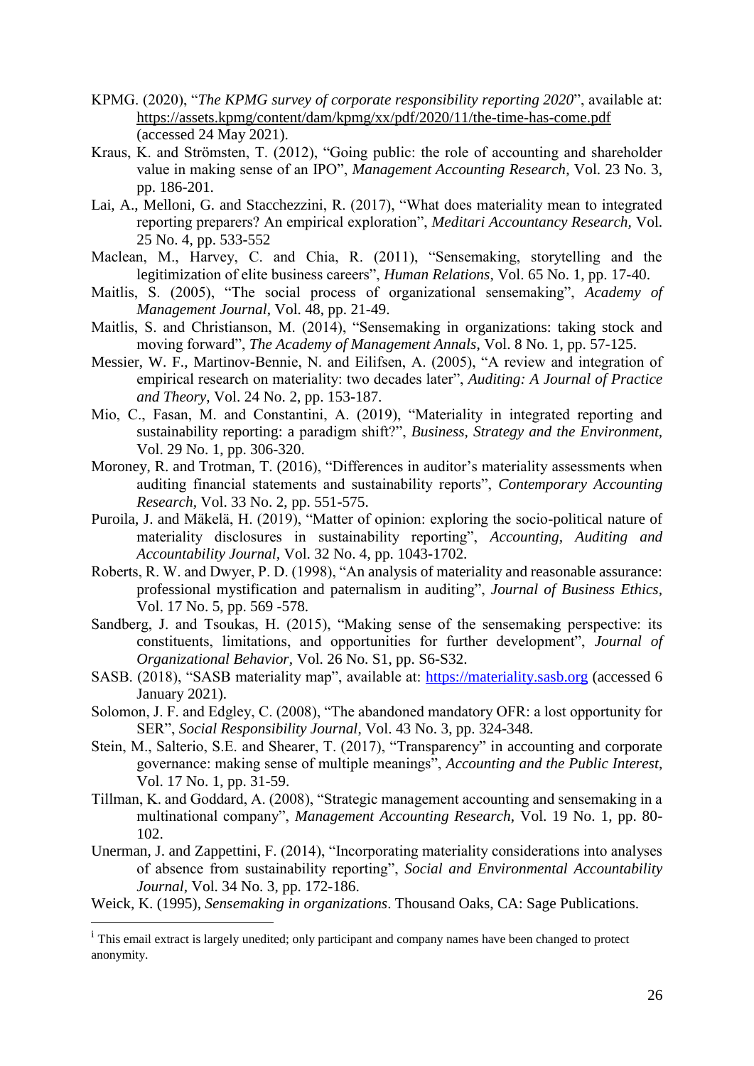KPMG. (2020), "*The KPMG survey of corporate responsibility reporting 2020*", available at: https://assets.kpmg/content/dam/kpmg/xx/pdf/2020/11/the-time-has-come.pdf (accessed 24 May 2021).

Kraus, K. and Strömsten, T. (2012), "Going public: the role of accounting and shareholder value in making sense of an IPO", *Management Accounting Research*, Vol. 23 No. 3, pp. 186-201.

Lai, A., Melloni, G. and Stacchezzini, R. (2017), "What does materiality mean to integrated reporting preparers? An empirical exploration", *Meditari Accountancy Research*, Vol. 25 No. 4, pp. 533-552

Maclean, M., Harvey, C. and Chia, R. (2011), "Sensemaking, storytelling and the legitimization of elite business careers", *Human Relations*, Vol. 65 No. 1, pp. 17-40.

Maitlis, S. (2005), "The social process of organizational sensemaking", *Academy of Management Journal*, Vol. 48, pp. 21-49.

Maitlis, S. and Christianson, M. (2014), "Sensemaking in organizations: taking stock and moving forward", *The Academy of Management Annals*, Vol. 8 No. 1, pp. 57-125.

Messier, W. F., Martinov-Bennie, N. and Eilifsen, A. (2005), "A review and integration of empirical research on materiality: two decades later", *Auditing: A Journal of Practice and Theory*, Vol. 24 No. 2, pp. 153-187.

Mio, C., Fasan, M. and Constantini, A. (2019), "Materiality in integrated reporting and sustainability reporting: a paradigm shift?", *Business, Strategy and the Environment*, Vol. 29 No. 1, pp. 306-320.

Moroney, R. and Trotman, T. (2016), "Differences in auditor's materiality assessments when auditing financial statements and sustainability reports", *Contemporary Accounting Research*, Vol. 33 No. 2, pp. 551-575.

Puroila, J. and Mäkelä, H. (2019), "Matter of opinion: exploring the socio-political nature of materiality disclosures in sustainability reporting", *Accounting, Auditing and Accountability Journal*, Vol. 32 No. 4, pp. 1043-1702.

Roberts, R. W. and Dwyer, P. D. (1998), "An analysis of materiality and reasonable assurance: professional mystification and paternalism in auditing", *Journal of Business Ethics*, Vol. 17 No. 5, pp. 569 -578.

Sandberg, J. and Tsoukas, H. (2015), "Making sense of the sensemaking perspective: its constituents, limitations, and opportunities for further development", *Journal of Organizational Behavior*, Vol. 26 No. S1, pp. S6-S32.

SASB. (2018), "SASB materiality map", available at: https://materiality.sasb.org (accessed 6 January 2021).

Solomon, J. F. and Edgley, C. (2008), "The abandoned mandatory OFR: a lost opportunity for SER", *Social Responsibility Journal*, Vol. 43 No. 3, pp. 324-348.

Stein, M., Salterio, S.E. and Shearer, T. (2017), "Transparency" in accounting and corporate governance: making sense of multiple meanings", *Accounting and the Public Interest*, Vol. 17 No. 1, pp. 31-59.

Tillman, K. and Goddard, A. (2008), "Strategic management accounting and sensemaking in a multinational company", *Management Accounting Research*, Vol. 19 No. 1, pp. 80-102.

Unerman, J. and Zappettini, F. (2014), "Incorporating materiality considerations into analyses of absence from sustainability reporting", *Social and Environmental Accountability Journal*, Vol. 34 No. 3, pp. 172-186.

Weick, K. (1995), *Sensemaking in organizations*. Thousand Oaks, CA: Sage Publications.

---

[i] This email extract is largely unedited; only participant and company names have been changed to protect anonymity.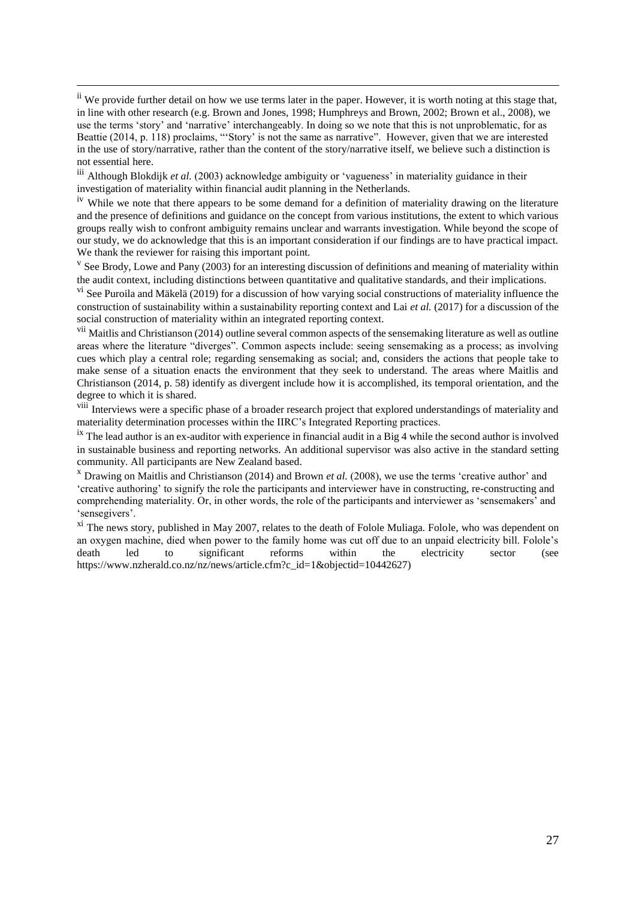[ii] We provide further detail on how we use terms later in the paper. However, it is worth noting at this stage that, in line with other research (e.g. Brown and Jones, 1998; Humphreys and Brown, 2002; Brown et al., 2008), we use the terms 'story' and 'narrative' interchangeably. In doing so we note that this is not unproblematic, for as Beattie (2014, p. 118) proclaims, "'Story' is not the same as narrative". However, given that we are interested in the use of story/narrative, rather than the content of the story/narrative itself, we believe such a distinction is not essential here.

[iii] Although Blokdijk *et al.* (2003) acknowledge ambiguity or 'vagueness' in materiality guidance in their investigation of materiality within financial audit planning in the Netherlands.

[iv] While we note that there appears to be some demand for a definition of materiality drawing on the literature and the presence of definitions and guidance on the concept from various institutions, the extent to which various groups really wish to confront ambiguity remains unclear and warrants investigation. While beyond the scope of our study, we do acknowledge that this is an important consideration if our findings are to have practical impact. We thank the reviewer for raising this important point.

[v] See Brody, Lowe and Pany (2003) for an interesting discussion of definitions and meaning of materiality within the audit context, including distinctions between quantitative and qualitative standards, and their implications.

[vi] See Puroila and Mäkelä (2019) for a discussion of how varying social constructions of materiality influence the construction of sustainability within a sustainability reporting context and Lai *et al.* (2017) for a discussion of the social construction of materiality within an integrated reporting context.

[vii] Maitlis and Christianson (2014) outline several common aspects of the sensemaking literature as well as outline areas where the literature "diverges". Common aspects include: seeing sensemaking as a process; as involving cues which play a central role; regarding sensemaking as social; and, considers the actions that people take to make sense of a situation enacts the environment that they seek to understand. The areas where Maitlis and Christianson (2014, p. 58) identify as divergent include how it is accomplished, its temporal orientation, and the degree to which it is shared.

[viii] Interviews were a specific phase of a broader research project that explored understandings of materiality and materiality determination processes within the IIRC's Integrated Reporting practices.

[ix] The lead author is an ex-auditor with experience in financial audit in a Big 4 while the second author is involved in sustainable business and reporting networks. An additional supervisor was also active in the standard setting community. All participants are New Zealand based.

[x] Drawing on Maitlis and Christianson (2014) and Brown *et al.* (2008), we use the terms 'creative author' and 'creative authoring' to signify the role the participants and interviewer have in constructing, re-constructing and comprehending materiality. Or, in other words, the role of the participants and interviewer as 'sensemakers' and 'sensegivers'.

[xi] The news story, published in May 2007, relates to the death of Folole Muliaga. Folole, who was dependent on an oxygen machine, died when power to the family home was cut off due to an unpaid electricity bill. Folole's death led to significant reforms within the electricity sector (see https://www.nzherald.co.nz/nz/news/article.cfm?c_id=1&objectid=10442627)